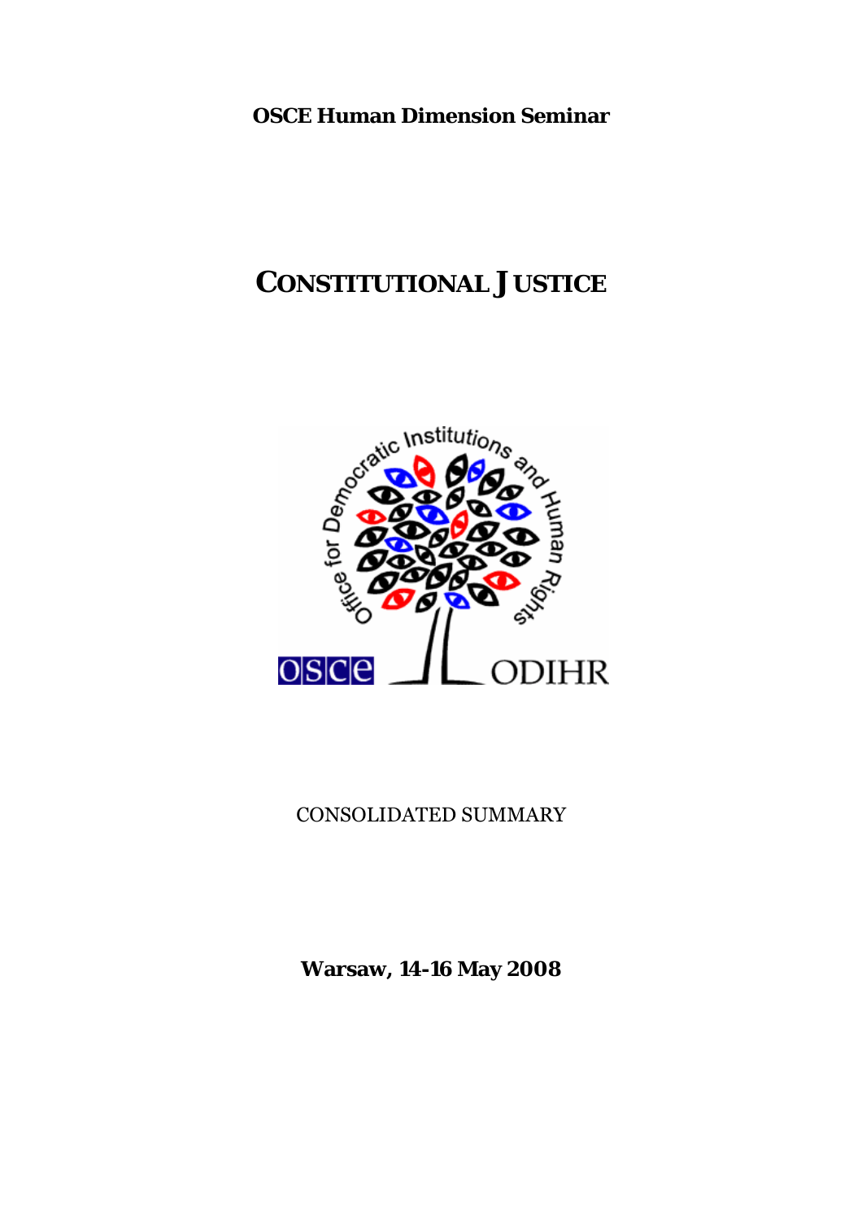**OSCE Human Dimension Seminar**

# CONSTITUTIONAL JUSTICE

CONSOLIDATED SUMMARY

**Warsaw, 14-16 May 2008**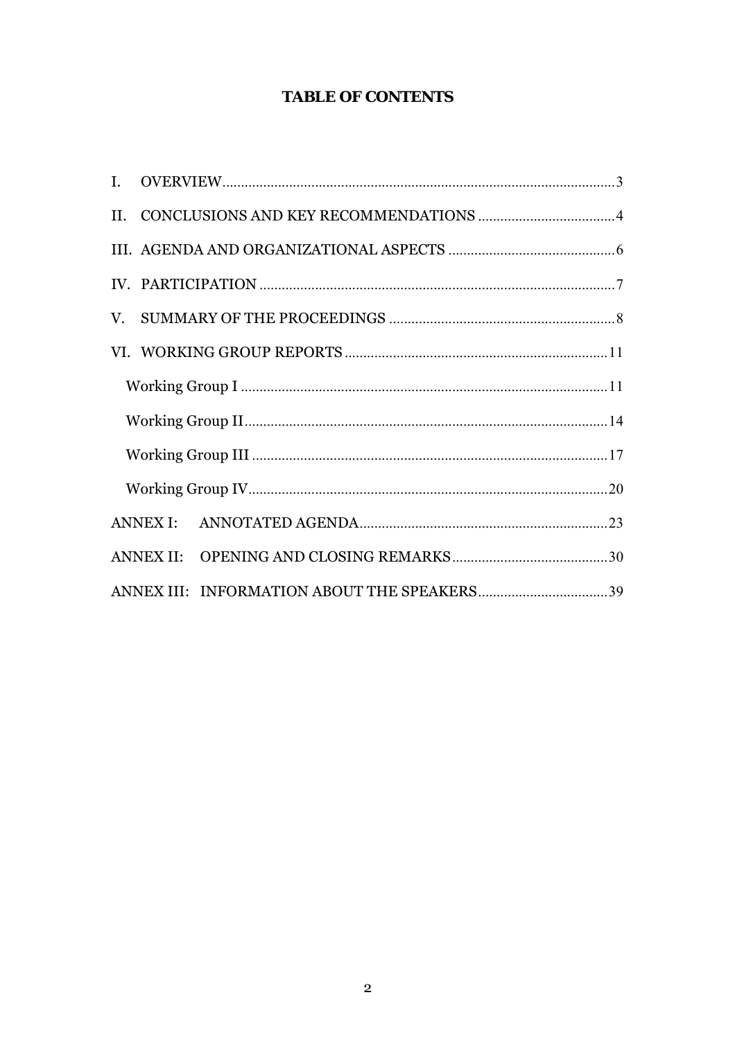# TABLE OF CONTENTS

I. OVERVIEW .......... 3

II. CONCLUSIONS AND KEY RECOMMENDATIONS .......... 4

III. AGENDA AND ORGANIZATIONAL ASPECTS .......... 6

IV. PARTICIPATION .......... 7

V. SUMMARY OF THE PROCEEDINGS .......... 8

VI. WORKING GROUP REPORTS .......... 11

- Working Group I .......... 11
- Working Group II .......... 14
- Working Group III .......... 17
- Working Group IV .......... 20

ANNEX I: ANNOTATED AGENDA .......... 23

ANNEX II: OPENING AND CLOSING REMARKS .......... 30

ANNEX III: INFORMATION ABOUT THE SPEAKERS .......... 39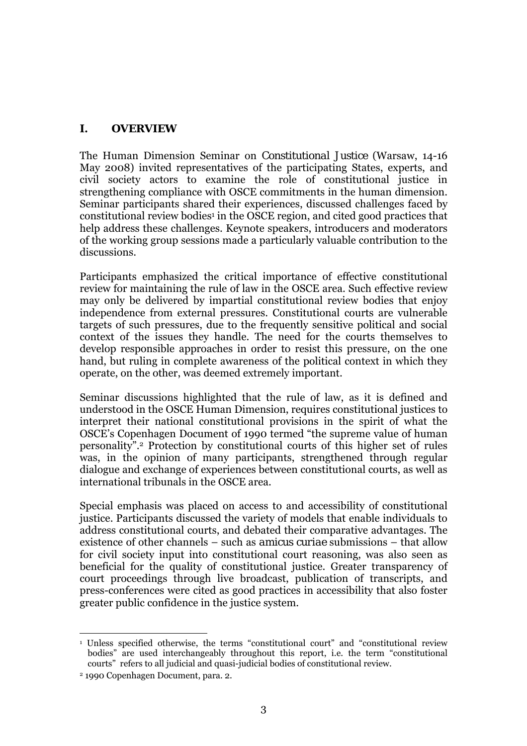## I. OVERVIEW

The Human Dimension Seminar on *Constitutional Justice* (Warsaw, 14-16 May 2008) invited representatives of the participating States, experts, and civil society actors to examine the role of constitutional justice in strengthening compliance with OSCE commitments in the human dimension. Seminar participants shared their experiences, discussed challenges faced by constitutional review bodies[1] in the OSCE region, and cited good practices that help address these challenges. Keynote speakers, introducers and moderators of the working group sessions made a particularly valuable contribution to the discussions.

Participants emphasized the critical importance of effective constitutional review for maintaining the rule of law in the OSCE area. Such effective review may only be delivered by impartial constitutional review bodies that enjoy independence from external pressures. Constitutional courts are vulnerable targets of such pressures, due to the frequently sensitive political and social context of the issues they handle. The need for the courts themselves to develop responsible approaches in order to resist this pressure, on the one hand, but ruling in complete awareness of the political context in which they operate, on the other, was deemed extremely important.

Seminar discussions highlighted that the rule of law, as it is defined and understood in the OSCE Human Dimension, requires constitutional justices to interpret their national constitutional provisions in the spirit of what the OSCE's Copenhagen Document of 1990 termed "the supreme value of human personality".[2] Protection by constitutional courts of this higher set of rules was, in the opinion of many participants, strengthened through regular dialogue and exchange of experiences between constitutional courts, as well as international tribunals in the OSCE area.

Special emphasis was placed on access to and accessibility of constitutional justice. Participants discussed the variety of models that enable individuals to address constitutional courts, and debated their comparative advantages. The existence of other channels – such as *amicus curiae* submissions – that allow for civil society input into constitutional court reasoning, was also seen as beneficial for the quality of constitutional justice. Greater transparency of court proceedings through live broadcast, publication of transcripts, and press-conferences were cited as good practices in accessibility that also foster greater public confidence in the justice system.

---

[1] Unless specified otherwise, the terms "constitutional court" and "constitutional review bodies" are used interchangeably throughout this report, i.e. the term "constitutional courts" refers to all judicial and quasi-judicial bodies of constitutional review.

[2] 1990 Copenhagen Document, para. 2.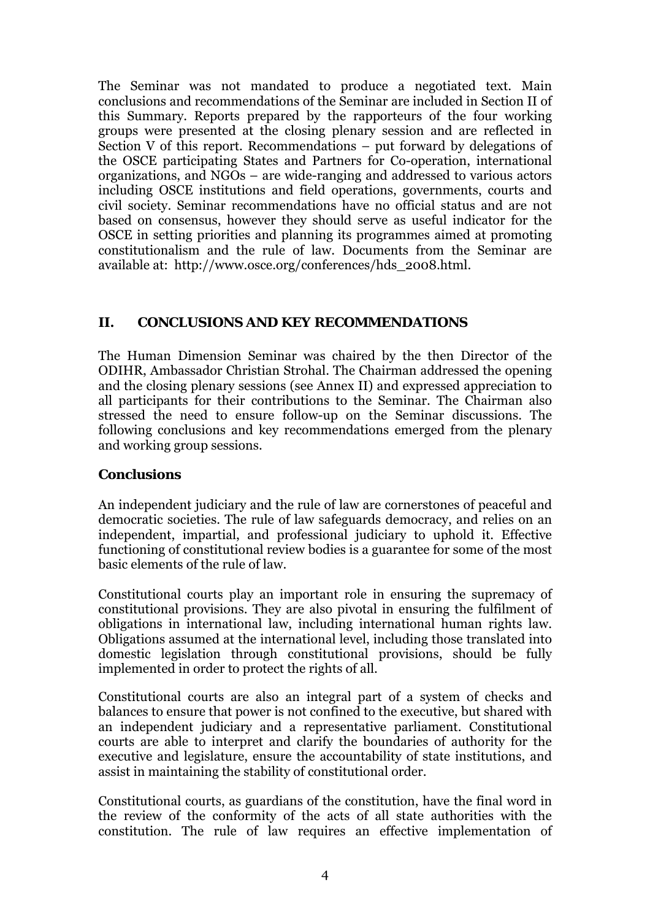The Seminar was not mandated to produce a negotiated text. Main conclusions and recommendations of the Seminar are included in Section II of this Summary. Reports prepared by the rapporteurs of the four working groups were presented at the closing plenary session and are reflected in Section V of this report. Recommendations – put forward by delegations of the OSCE participating States and Partners for Co-operation, international organizations, and NGOs – are wide-ranging and addressed to various actors including OSCE institutions and field operations, governments, courts and civil society. Seminar recommendations have no official status and are not based on consensus, however they should serve as useful indicator for the OSCE in setting priorities and planning its programmes aimed at promoting constitutionalism and the rule of law. Documents from the Seminar are available at: http://www.osce.org/conferences/hds_2008.html.

## II. CONCLUSIONS AND KEY RECOMMENDATIONS

The Human Dimension Seminar was chaired by the then Director of the ODIHR, Ambassador Christian Strohal. The Chairman addressed the opening and the closing plenary sessions (see Annex II) and expressed appreciation to all participants for their contributions to the Seminar. The Chairman also stressed the need to ensure follow-up on the Seminar discussions. The following conclusions and key recommendations emerged from the plenary and working group sessions.

### Conclusions

An independent judiciary and the rule of law are cornerstones of peaceful and democratic societies. The rule of law safeguards democracy, and relies on an independent, impartial, and professional judiciary to uphold it. Effective functioning of constitutional review bodies is a guarantee for some of the most basic elements of the rule of law.

Constitutional courts play an important role in ensuring the supremacy of constitutional provisions. They are also pivotal in ensuring the fulfilment of obligations in international law, including international human rights law. Obligations assumed at the international level, including those translated into domestic legislation through constitutional provisions, should be fully implemented in order to protect the rights of all.

Constitutional courts are also an integral part of a system of checks and balances to ensure that power is not confined to the executive, but shared with an independent judiciary and a representative parliament. Constitutional courts are able to interpret and clarify the boundaries of authority for the executive and legislature, ensure the accountability of state institutions, and assist in maintaining the stability of constitutional order.

Constitutional courts, as guardians of the constitution, have the final word in the review of the conformity of the acts of all state authorities with the constitution. The rule of law requires an effective implementation of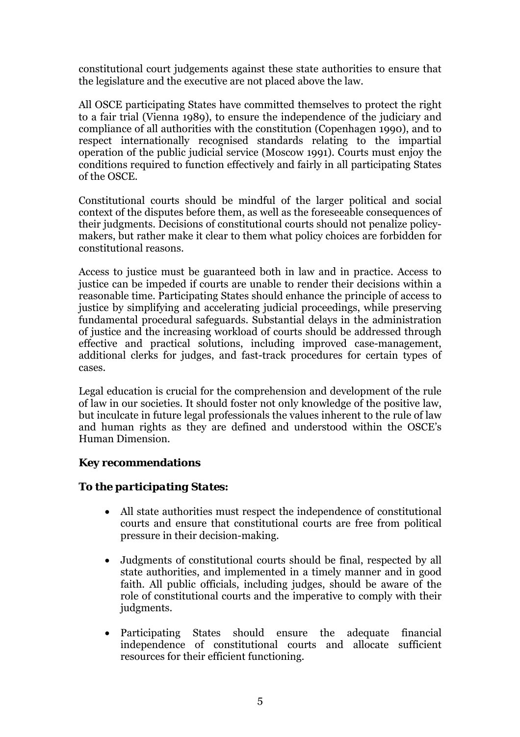constitutional court judgements against these state authorities to ensure that the legislature and the executive are not placed above the law.

All OSCE participating States have committed themselves to protect the right to a fair trial (Vienna 1989), to ensure the independence of the judiciary and compliance of all authorities with the constitution (Copenhagen 1990), and to respect internationally recognised standards relating to the impartial operation of the public judicial service (Moscow 1991). Courts must enjoy the conditions required to function effectively and fairly in all participating States of the OSCE.

Constitutional courts should be mindful of the larger political and social context of the disputes before them, as well as the foreseeable consequences of their judgments. Decisions of constitutional courts should not penalize policy-makers, but rather make it clear to them what policy choices are forbidden for constitutional reasons.

Access to justice must be guaranteed both in law and in practice. Access to justice can be impeded if courts are unable to render their decisions within a reasonable time. Participating States should enhance the principle of access to justice by simplifying and accelerating judicial proceedings, while preserving fundamental procedural safeguards. Substantial delays in the administration of justice and the increasing workload of courts should be addressed through effective and practical solutions, including improved case-management, additional clerks for judges, and fast-track procedures for certain types of cases.

Legal education is crucial for the comprehension and development of the rule of law in our societies. It should foster not only knowledge of the positive law, but inculcate in future legal professionals the values inherent to the rule of law and human rights as they are defined and understood within the OSCE's Human Dimension.

### Key recommendations

#### *To the participating States:*

- All state authorities must respect the independence of constitutional courts and ensure that constitutional courts are free from political pressure in their decision-making.
- Judgments of constitutional courts should be final, respected by all state authorities, and implemented in a timely manner and in good faith. All public officials, including judges, should be aware of the role of constitutional courts and the imperative to comply with their judgments.
- Participating States should ensure the adequate financial independence of constitutional courts and allocate sufficient resources for their efficient functioning.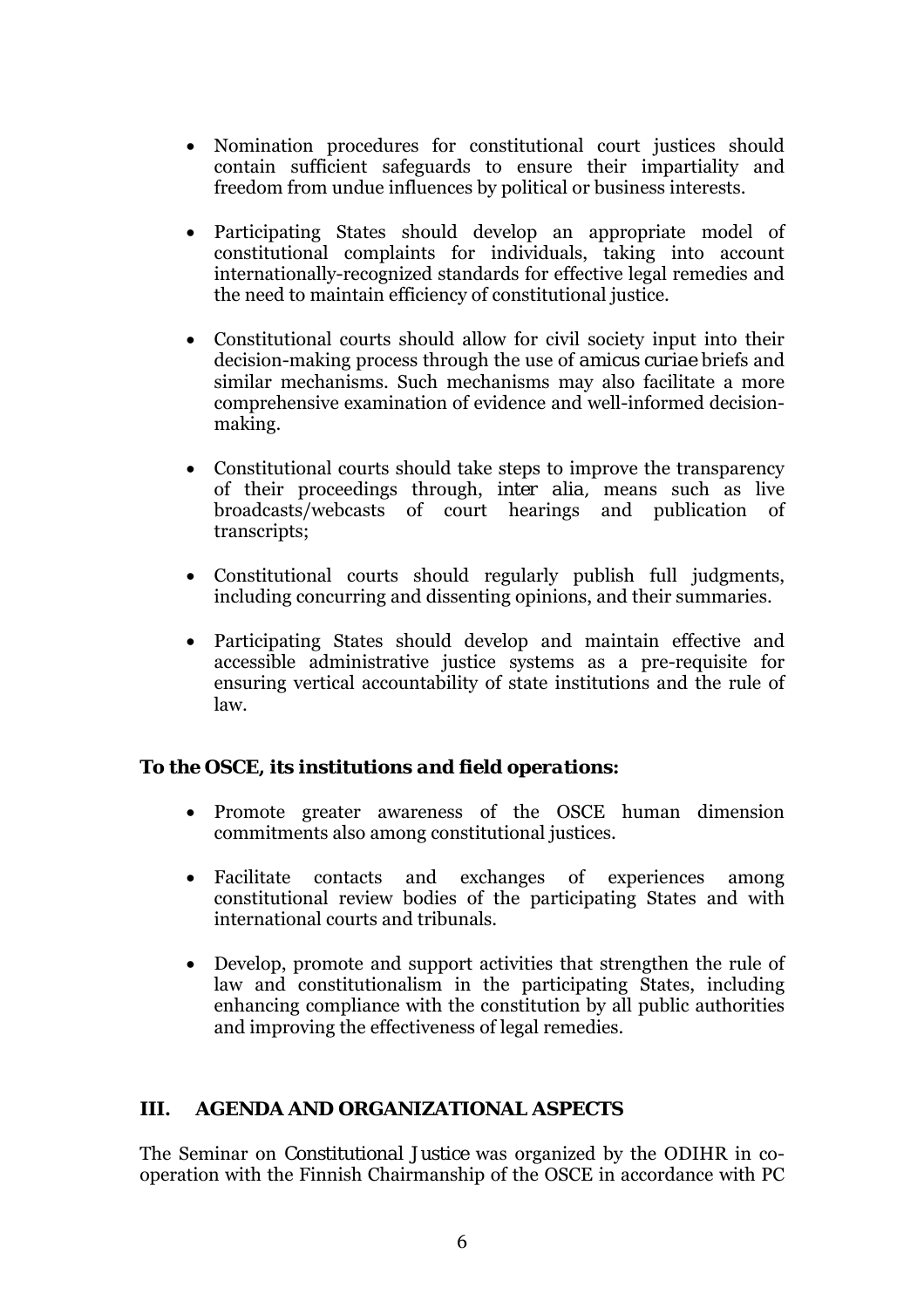- Nomination procedures for constitutional court justices should contain sufficient safeguards to ensure their impartiality and freedom from undue influences by political or business interests.

- Participating States should develop an appropriate model of constitutional complaints for individuals, taking into account internationally-recognized standards for effective legal remedies and the need to maintain efficiency of constitutional justice.

- Constitutional courts should allow for civil society input into their decision-making process through the use of *amicus curiae* briefs and similar mechanisms. Such mechanisms may also facilitate a more comprehensive examination of evidence and well-informed decision-making.

- Constitutional courts should take steps to improve the transparency of their proceedings through, *inter alia*, means such as live broadcasts/webcasts of court hearings and publication of transcripts;

- Constitutional courts should regularly publish full judgments, including concurring and dissenting opinions, and their summaries.

- Participating States should develop and maintain effective and accessible administrative justice systems as a pre-requisite for ensuring vertical accountability of state institutions and the rule of law.

***To the OSCE, its institutions and field operations:***

- Promote greater awareness of the OSCE human dimension commitments also among constitutional justices.

- Facilitate contacts and exchanges of experiences among constitutional review bodies of the participating States and with international courts and tribunals.

- Develop, promote and support activities that strengthen the rule of law and constitutionalism in the participating States, including enhancing compliance with the constitution by all public authorities and improving the effectiveness of legal remedies.

## III. AGENDA AND ORGANIZATIONAL ASPECTS

The Seminar on *Constitutional Justice* was organized by the ODIHR in co-operation with the Finnish Chairmanship of the OSCE in accordance with PC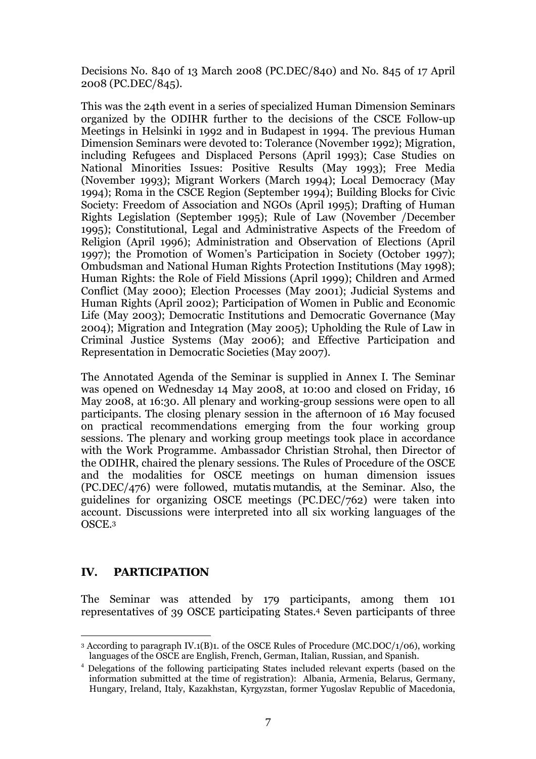Decisions No. 840 of 13 March 2008 (PC.DEC/840) and No. 845 of 17 April 2008 (PC.DEC/845).

This was the 24th event in a series of specialized Human Dimension Seminars organized by the ODIHR further to the decisions of the CSCE Follow-up Meetings in Helsinki in 1992 and in Budapest in 1994. The previous Human Dimension Seminars were devoted to: Tolerance (November 1992); Migration, including Refugees and Displaced Persons (April 1993); Case Studies on National Minorities Issues: Positive Results (May 1993); Free Media (November 1993); Migrant Workers (March 1994); Local Democracy (May 1994); Roma in the CSCE Region (September 1994); Building Blocks for Civic Society: Freedom of Association and NGOs (April 1995); Drafting of Human Rights Legislation (September 1995); Rule of Law (November /December 1995); Constitutional, Legal and Administrative Aspects of the Freedom of Religion (April 1996); Administration and Observation of Elections (April 1997); the Promotion of Women's Participation in Society (October 1997); Ombudsman and National Human Rights Protection Institutions (May 1998); Human Rights: the Role of Field Missions (April 1999); Children and Armed Conflict (May 2000); Election Processes (May 2001); Judicial Systems and Human Rights (April 2002); Participation of Women in Public and Economic Life (May 2003); Democratic Institutions and Democratic Governance (May 2004); Migration and Integration (May 2005); Upholding the Rule of Law in Criminal Justice Systems (May 2006); and Effective Participation and Representation in Democratic Societies (May 2007).

The Annotated Agenda of the Seminar is supplied in Annex I. The Seminar was opened on Wednesday 14 May 2008, at 10:00 and closed on Friday, 16 May 2008, at 16:30. All plenary and working-group sessions were open to all participants. The closing plenary session in the afternoon of 16 May focused on practical recommendations emerging from the four working group sessions. The plenary and working group meetings took place in accordance with the Work Programme. Ambassador Christian Strohal, then Director of the ODIHR, chaired the plenary sessions. The Rules of Procedure of the OSCE and the modalities for OSCE meetings on human dimension issues (PC.DEC/476) were followed, *mutatis mutandis*, at the Seminar. Also, the guidelines for organizing OSCE meetings (PC.DEC/762) were taken into account. Discussions were interpreted into all six working languages of the OSCE.[3]

## IV. PARTICIPATION

The Seminar was attended by 179 participants, among them 101 representatives of 39 OSCE participating States.[4] Seven participants of three

---

[3] According to paragraph IV.1(B)1. of the OSCE Rules of Procedure (MC.DOC/1/06), working languages of the OSCE are English, French, German, Italian, Russian, and Spanish.

[4] Delegations of the following participating States included relevant experts (based on the information submitted at the time of registration): Albania, Armenia, Belarus, Germany, Hungary, Ireland, Italy, Kazakhstan, Kyrgyzstan, former Yugoslav Republic of Macedonia,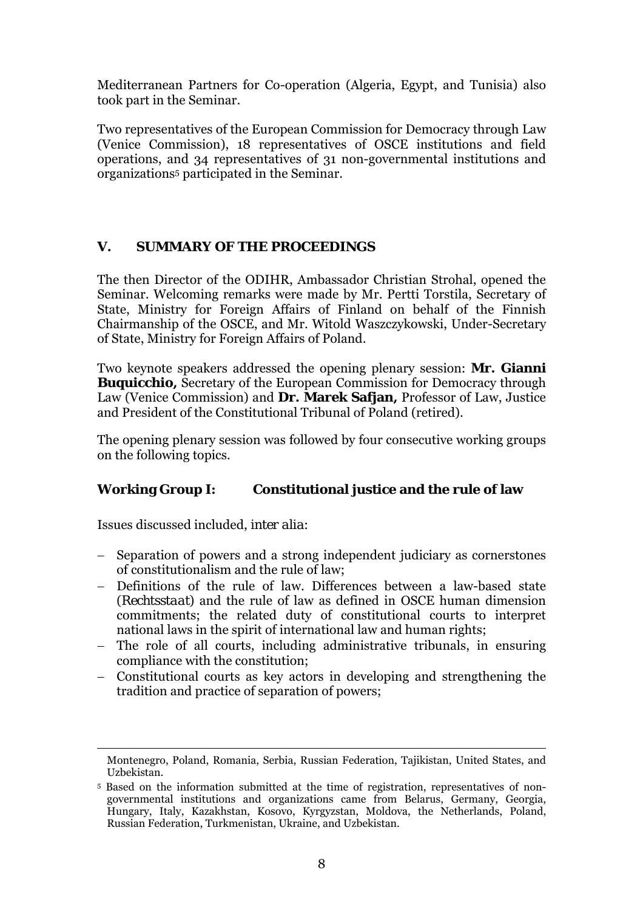Mediterranean Partners for Co-operation (Algeria, Egypt, and Tunisia) also took part in the Seminar.

Two representatives of the European Commission for Democracy through Law (Venice Commission), 18 representatives of OSCE institutions and field operations, and 34 representatives of 31 non-governmental institutions and organizations[5] participated in the Seminar.

## V. SUMMARY OF THE PROCEEDINGS

The then Director of the ODIHR, Ambassador Christian Strohal, opened the Seminar. Welcoming remarks were made by Mr. Pertti Torstila, Secretary of State, Ministry for Foreign Affairs of Finland on behalf of the Finnish Chairmanship of the OSCE, and Mr. Witold Waszczykowski, Under-Secretary of State, Ministry for Foreign Affairs of Poland.

Two keynote speakers addressed the opening plenary session: **Mr. Gianni Buquicchio,** Secretary of the European Commission for Democracy through Law (Venice Commission) and **Dr. Marek Safjan,** Professor of Law, Justice and President of the Constitutional Tribunal of Poland (retired).

The opening plenary session was followed by four consecutive working groups on the following topics.

### Working Group I: Constitutional justice and the rule of law

Issues discussed included, *inter alia*:

- Separation of powers and a strong independent judiciary as cornerstones of constitutionalism and the rule of law;
- Definitions of the rule of law. Differences between a law-based state (*Rechtsstaat*) and the rule of law as defined in OSCE human dimension commitments; the related duty of constitutional courts to interpret national laws in the spirit of international law and human rights;
- The role of all courts, including administrative tribunals, in ensuring compliance with the constitution;
- Constitutional courts as key actors in developing and strengthening the tradition and practice of separation of powers;

---

Montenegro, Poland, Romania, Serbia, Russian Federation, Tajikistan, United States, and Uzbekistan.

[5] Based on the information submitted at the time of registration, representatives of non-governmental institutions and organizations came from Belarus, Germany, Georgia, Hungary, Italy, Kazakhstan, Kosovo, Kyrgyzstan, Moldova, the Netherlands, Poland, Russian Federation, Turkmenistan, Ukraine, and Uzbekistan.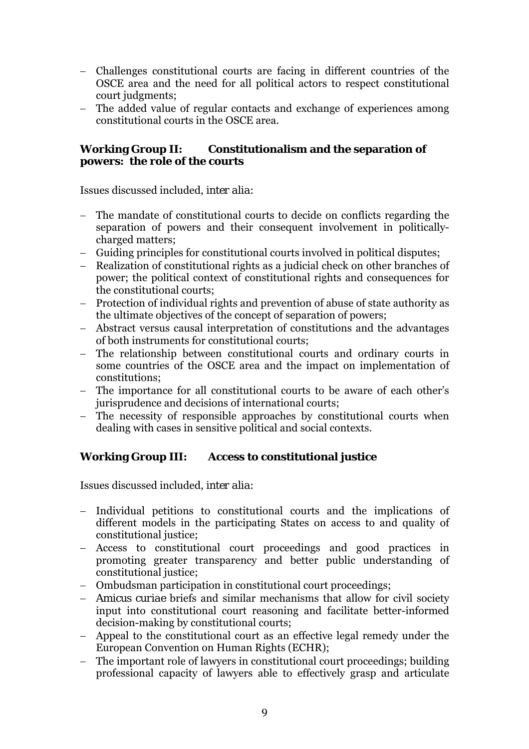- Challenges constitutional courts are facing in different countries of the OSCE area and the need for all political actors to respect constitutional court judgments;
- The added value of regular contacts and exchange of experiences among constitutional courts in the OSCE area.

**Working Group II: Constitutionalism and the separation of powers: the role of the courts**

Issues discussed included, *inter alia*:

- The mandate of constitutional courts to decide on conflicts regarding the separation of powers and their consequent involvement in politically-charged matters;
- Guiding principles for constitutional courts involved in political disputes;
- Realization of constitutional rights as a judicial check on other branches of power; the political context of constitutional rights and consequences for the constitutional courts;
- Protection of individual rights and prevention of abuse of state authority as the ultimate objectives of the concept of separation of powers;
- Abstract versus causal interpretation of constitutions and the advantages of both instruments for constitutional courts;
- The relationship between constitutional courts and ordinary courts in some countries of the OSCE area and the impact on implementation of constitutions;
- The importance for all constitutional courts to be aware of each other's jurisprudence and decisions of international courts;
- The necessity of responsible approaches by constitutional courts when dealing with cases in sensitive political and social contexts.

**Working Group III: Access to constitutional justice**

Issues discussed included, *inter alia*:

- Individual petitions to constitutional courts and the implications of different models in the participating States on access to and quality of constitutional justice;
- Access to constitutional court proceedings and good practices in promoting greater transparency and better public understanding of constitutional justice;
- Ombudsman participation in constitutional court proceedings;
- *Amicus curiae* briefs and similar mechanisms that allow for civil society input into constitutional court reasoning and facilitate better-informed decision-making by constitutional courts;
- Appeal to the constitutional court as an effective legal remedy under the European Convention on Human Rights (ECHR);
- The important role of lawyers in constitutional court proceedings; building professional capacity of lawyers able to effectively grasp and articulate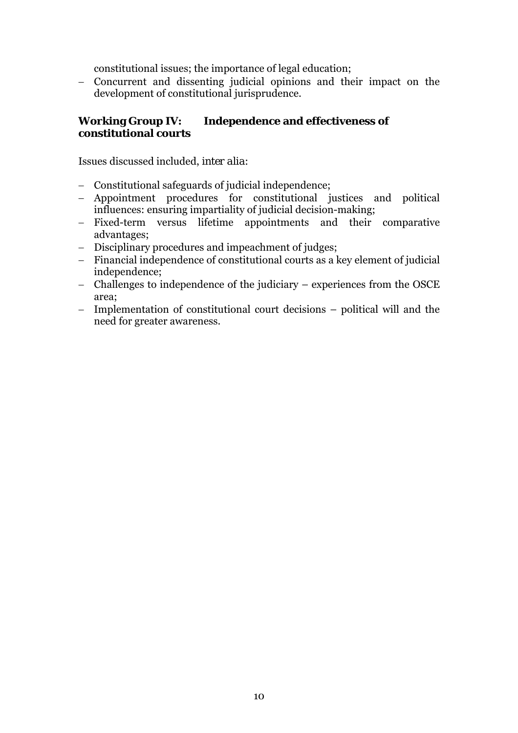constitutional issues; the importance of legal education;

- Concurrent and dissenting judicial opinions and their impact on the development of constitutional jurisprudence.

### Working Group IV: Independence and effectiveness of constitutional courts

Issues discussed included, *inter alia*:

- Constitutional safeguards of judicial independence;
- Appointment procedures for constitutional justices and political influences: ensuring impartiality of judicial decision-making;
- Fixed-term versus lifetime appointments and their comparative advantages;
- Disciplinary procedures and impeachment of judges;
- Financial independence of constitutional courts as a key element of judicial independence;
- Challenges to independence of the judiciary – experiences from the OSCE area;
- Implementation of constitutional court decisions – political will and the need for greater awareness.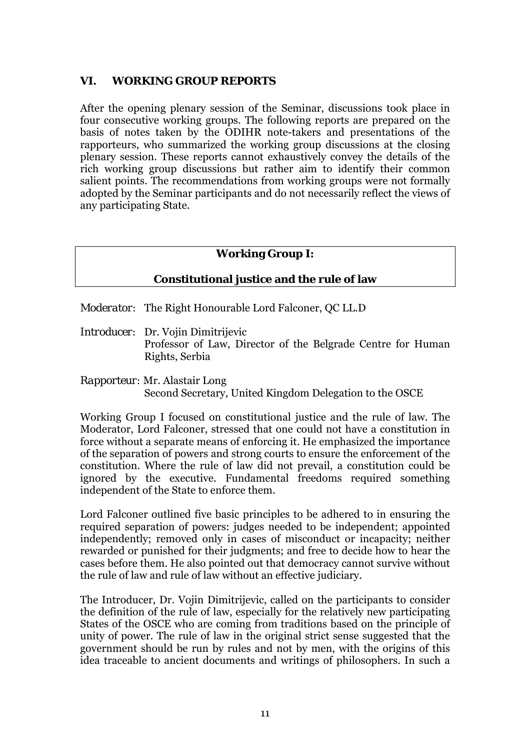## VI. WORKING GROUP REPORTS

After the opening plenary session of the Seminar, discussions took place in four consecutive working groups. The following reports are prepared on the basis of notes taken by the ODIHR note-takers and presentations of the rapporteurs, who summarized the working group discussions at the closing plenary session. These reports cannot exhaustively convey the details of the rich working group discussions but rather aim to identify their common salient points. The recommendations from working groups were not formally adopted by the Seminar participants and do not necessarily reflect the views of any participating State.

### Working Group I:

### Constitutional justice and the rule of law

*Moderator*: The Right Honourable Lord Falconer, QC LL.D

*Introducer*: Dr. Vojin Dimitrijevic
Professor of Law, Director of the Belgrade Centre for Human Rights, Serbia

*Rapporteur*: Mr. Alastair Long
Second Secretary, United Kingdom Delegation to the OSCE

Working Group I focused on constitutional justice and the rule of law. The Moderator, Lord Falconer, stressed that one could not have a constitution in force without a separate means of enforcing it. He emphasized the importance of the separation of powers and strong courts to ensure the enforcement of the constitution. Where the rule of law did not prevail, a constitution could be ignored by the executive. Fundamental freedoms required something independent of the State to enforce them.

Lord Falconer outlined five basic principles to be adhered to in ensuring the required separation of powers: judges needed to be independent; appointed independently; removed only in cases of misconduct or incapacity; neither rewarded or punished for their judgments; and free to decide how to hear the cases before them. He also pointed out that democracy cannot survive without the rule of law and rule of law without an effective judiciary.

The Introducer, Dr. Vojin Dimitrijevic, called on the participants to consider the definition of the rule of law, especially for the relatively new participating States of the OSCE who are coming from traditions based on the principle of unity of power. The rule of law in the original strict sense suggested that the government should be run by rules and not by men, with the origins of this idea traceable to ancient documents and writings of philosophers. In such a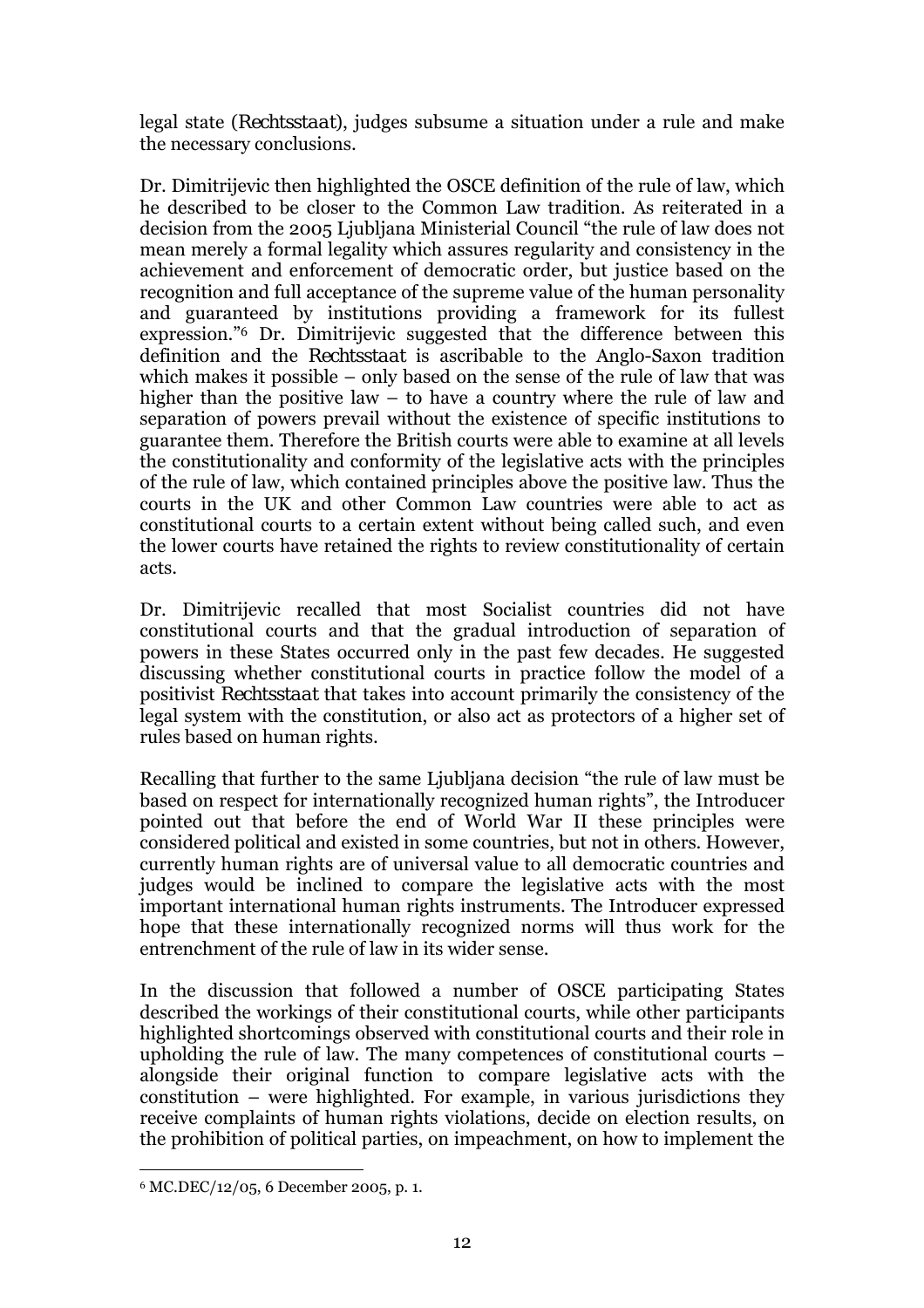legal state (*Rechtsstaat*), judges subsume a situation under a rule and make the necessary conclusions.

Dr. Dimitrijevic then highlighted the OSCE definition of the rule of law, which he described to be closer to the Common Law tradition. As reiterated in a decision from the 2005 Ljubljana Ministerial Council "the rule of law does not mean merely a formal legality which assures regularity and consistency in the achievement and enforcement of democratic order, but justice based on the recognition and full acceptance of the supreme value of the human personality and guaranteed by institutions providing a framework for its fullest expression."[6] Dr. Dimitrijevic suggested that the difference between this definition and the *Rechtsstaat* is ascribable to the Anglo-Saxon tradition which makes it possible – only based on the sense of the rule of law that was higher than the positive law – to have a country where the rule of law and separation of powers prevail without the existence of specific institutions to guarantee them. Therefore the British courts were able to examine at all levels the constitutionality and conformity of the legislative acts with the principles of the rule of law, which contained principles above the positive law. Thus the courts in the UK and other Common Law countries were able to act as constitutional courts to a certain extent without being called such, and even the lower courts have retained the rights to review constitutionality of certain acts.

Dr. Dimitrijevic recalled that most Socialist countries did not have constitutional courts and that the gradual introduction of separation of powers in these States occurred only in the past few decades. He suggested discussing whether constitutional courts in practice follow the model of a positivist *Rechtsstaat* that takes into account primarily the consistency of the legal system with the constitution, or also act as protectors of a higher set of rules based on human rights.

Recalling that further to the same Ljubljana decision "the rule of law must be based on respect for internationally recognized human rights", the Introducer pointed out that before the end of World War II these principles were considered political and existed in some countries, but not in others. However, currently human rights are of universal value to all democratic countries and judges would be inclined to compare the legislative acts with the most important international human rights instruments. The Introducer expressed hope that these internationally recognized norms will thus work for the entrenchment of the rule of law in its wider sense.

In the discussion that followed a number of OSCE participating States described the workings of their constitutional courts, while other participants highlighted shortcomings observed with constitutional courts and their role in upholding the rule of law. The many competences of constitutional courts – alongside their original function to compare legislative acts with the constitution – were highlighted. For example, in various jurisdictions they receive complaints of human rights violations, decide on election results, on the prohibition of political parties, on impeachment, on how to implement the

---

[6] MC.DEC/12/05, 6 December 2005, p. 1.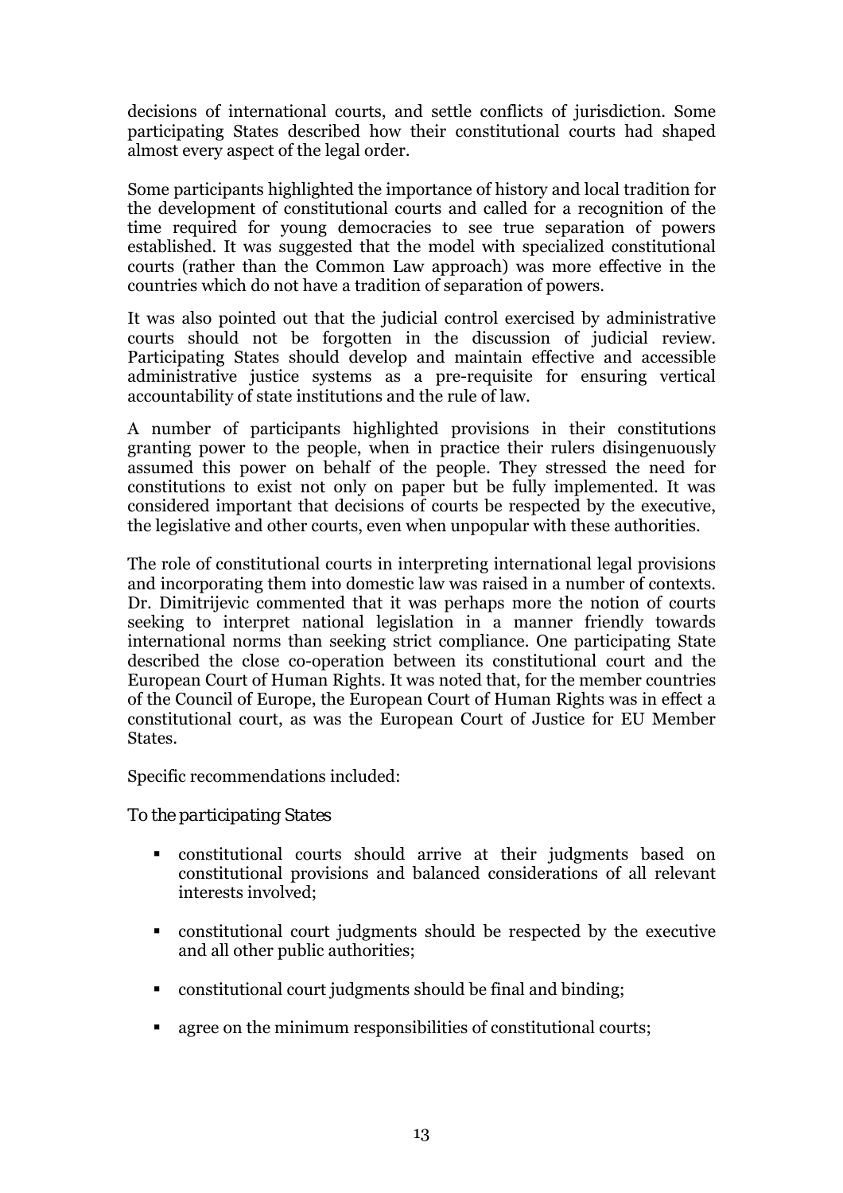decisions of international courts, and settle conflicts of jurisdiction. Some participating States described how their constitutional courts had shaped almost every aspect of the legal order.

Some participants highlighted the importance of history and local tradition for the development of constitutional courts and called for a recognition of the time required for young democracies to see true separation of powers established. It was suggested that the model with specialized constitutional courts (rather than the Common Law approach) was more effective in the countries which do not have a tradition of separation of powers.

It was also pointed out that the judicial control exercised by administrative courts should not be forgotten in the discussion of judicial review. Participating States should develop and maintain effective and accessible administrative justice systems as a pre-requisite for ensuring vertical accountability of state institutions and the rule of law.

A number of participants highlighted provisions in their constitutions granting power to the people, when in practice their rulers disingenuously assumed this power on behalf of the people. They stressed the need for constitutions to exist not only on paper but be fully implemented. It was considered important that decisions of courts be respected by the executive, the legislative and other courts, even when unpopular with these authorities.

The role of constitutional courts in interpreting international legal provisions and incorporating them into domestic law was raised in a number of contexts. Dr. Dimitrijevic commented that it was perhaps more the notion of courts seeking to interpret national legislation in a manner friendly towards international norms than seeking strict compliance. One participating State described the close co-operation between its constitutional court and the European Court of Human Rights. It was noted that, for the member countries of the Council of Europe, the European Court of Human Rights was in effect a constitutional court, as was the European Court of Justice for EU Member States.

Specific recommendations included:

*To the participating States*

- constitutional courts should arrive at their judgments based on constitutional provisions and balanced considerations of all relevant interests involved;
- constitutional court judgments should be respected by the executive and all other public authorities;
- constitutional court judgments should be final and binding;
- agree on the minimum responsibilities of constitutional courts;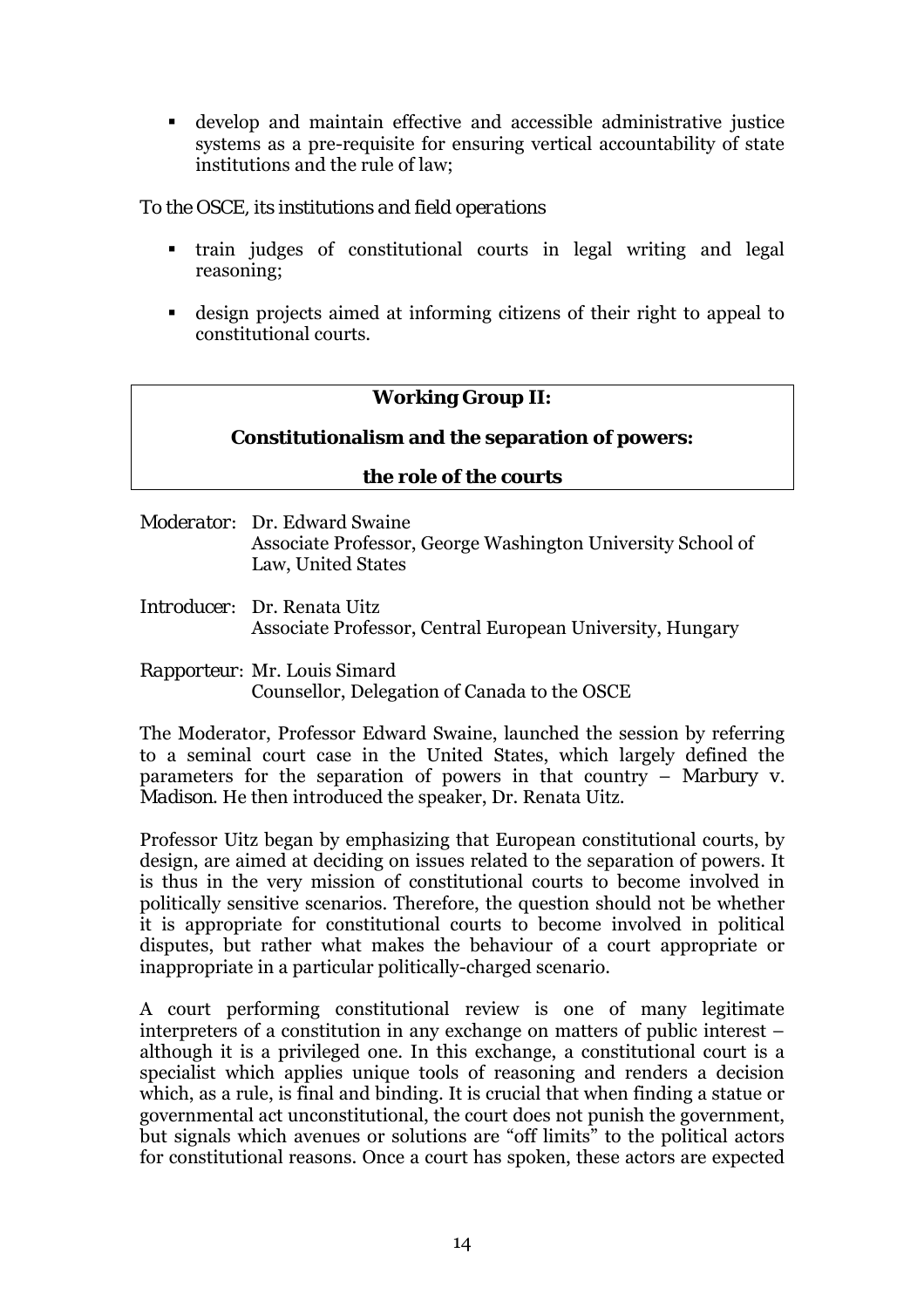- develop and maintain effective and accessible administrative justice systems as a pre-requisite for ensuring vertical accountability of state institutions and the rule of law;

*To the OSCE, its institutions and field operations*

- train judges of constitutional courts in legal writing and legal reasoning;
- design projects aimed at informing citizens of their right to appeal to constitutional courts.

## Working Group II: Constitutionalism and the separation of powers: the role of the courts

*Moderator*: Dr. Edward Swaine
Associate Professor, George Washington University School of Law, United States

*Introducer*: Dr. Renata Uitz
Associate Professor, Central European University, Hungary

*Rapporteur*: Mr. Louis Simard
Counsellor, Delegation of Canada to the OSCE

The Moderator, Professor Edward Swaine, launched the session by referring to a seminal court case in the United States, which largely defined the parameters for the separation of powers in that country – *Marbury v. Madison*. He then introduced the speaker, Dr. Renata Uitz.

Professor Uitz began by emphasizing that European constitutional courts, by design, are aimed at deciding on issues related to the separation of powers. It is thus in the very mission of constitutional courts to become involved in politically sensitive scenarios. Therefore, the question should not be whether it is appropriate for constitutional courts to become involved in political disputes, but rather what makes the behaviour of a court appropriate or inappropriate in a particular politically-charged scenario.

A court performing constitutional review is one of many legitimate interpreters of a constitution in any exchange on matters of public interest – although it is a privileged one. In this exchange, a constitutional court is a specialist which applies unique tools of reasoning and renders a decision which, as a rule, is final and binding. It is crucial that when finding a statue or governmental act unconstitutional, the court does not punish the government, but signals which avenues or solutions are "off limits" to the political actors for constitutional reasons. Once a court has spoken, these actors are expected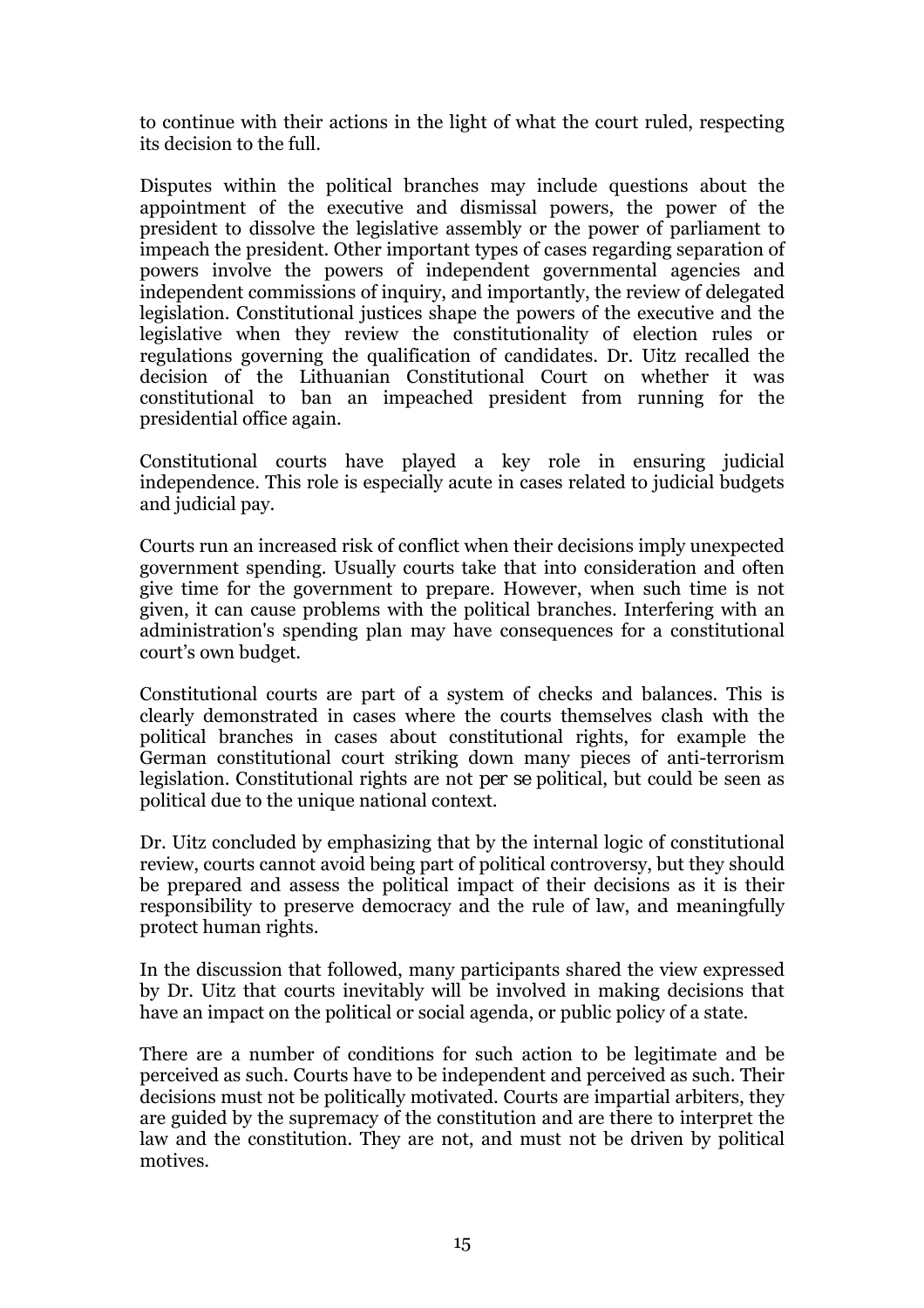to continue with their actions in the light of what the court ruled, respecting its decision to the full.

Disputes within the political branches may include questions about the appointment of the executive and dismissal powers, the power of the president to dissolve the legislative assembly or the power of parliament to impeach the president. Other important types of cases regarding separation of powers involve the powers of independent governmental agencies and independent commissions of inquiry, and importantly, the review of delegated legislation. Constitutional justices shape the powers of the executive and the legislative when they review the constitutionality of election rules or regulations governing the qualification of candidates. Dr. Uitz recalled the decision of the Lithuanian Constitutional Court on whether it was constitutional to ban an impeached president from running for the presidential office again.

Constitutional courts have played a key role in ensuring judicial independence. This role is especially acute in cases related to judicial budgets and judicial pay.

Courts run an increased risk of conflict when their decisions imply unexpected government spending. Usually courts take that into consideration and often give time for the government to prepare. However, when such time is not given, it can cause problems with the political branches. Interfering with an administration's spending plan may have consequences for a constitutional court's own budget.

Constitutional courts are part of a system of checks and balances. This is clearly demonstrated in cases where the courts themselves clash with the political branches in cases about constitutional rights, for example the German constitutional court striking down many pieces of anti-terrorism legislation. Constitutional rights are not *per se* political, but could be seen as political due to the unique national context.

Dr. Uitz concluded by emphasizing that by the internal logic of constitutional review, courts cannot avoid being part of political controversy, but they should be prepared and assess the political impact of their decisions as it is their responsibility to preserve democracy and the rule of law, and meaningfully protect human rights.

In the discussion that followed, many participants shared the view expressed by Dr. Uitz that courts inevitably will be involved in making decisions that have an impact on the political or social agenda, or public policy of a state.

There are a number of conditions for such action to be legitimate and be perceived as such. Courts have to be independent and perceived as such. Their decisions must not be politically motivated. Courts are impartial arbiters, they are guided by the supremacy of the constitution and are there to interpret the law and the constitution. They are not, and must not be driven by political motives.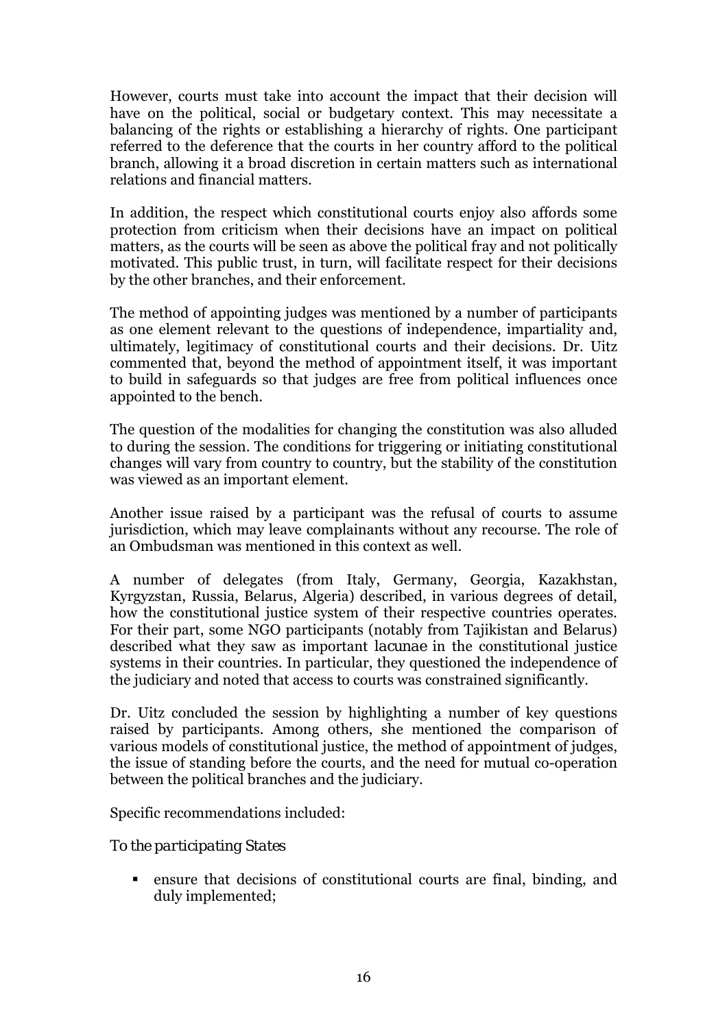However, courts must take into account the impact that their decision will have on the political, social or budgetary context. This may necessitate a balancing of the rights or establishing a hierarchy of rights. One participant referred to the deference that the courts in her country afford to the political branch, allowing it a broad discretion in certain matters such as international relations and financial matters.

In addition, the respect which constitutional courts enjoy also affords some protection from criticism when their decisions have an impact on political matters, as the courts will be seen as above the political fray and not politically motivated. This public trust, in turn, will facilitate respect for their decisions by the other branches, and their enforcement.

The method of appointing judges was mentioned by a number of participants as one element relevant to the questions of independence, impartiality and, ultimately, legitimacy of constitutional courts and their decisions. Dr. Uitz commented that, beyond the method of appointment itself, it was important to build in safeguards so that judges are free from political influences once appointed to the bench.

The question of the modalities for changing the constitution was also alluded to during the session. The conditions for triggering or initiating constitutional changes will vary from country to country, but the stability of the constitution was viewed as an important element.

Another issue raised by a participant was the refusal of courts to assume jurisdiction, which may leave complainants without any recourse. The role of an Ombudsman was mentioned in this context as well.

A number of delegates (from Italy, Germany, Georgia, Kazakhstan, Kyrgyzstan, Russia, Belarus, Algeria) described, in various degrees of detail, how the constitutional justice system of their respective countries operates. For their part, some NGO participants (notably from Tajikistan and Belarus) described what they saw as important *lacunae* in the constitutional justice systems in their countries. In particular, they questioned the independence of the judiciary and noted that access to courts was constrained significantly.

Dr. Uitz concluded the session by highlighting a number of key questions raised by participants. Among others, she mentioned the comparison of various models of constitutional justice, the method of appointment of judges, the issue of standing before the courts, and the need for mutual co-operation between the political branches and the judiciary.

Specific recommendations included:

*To the participating States*

- ensure that decisions of constitutional courts are final, binding, and duly implemented;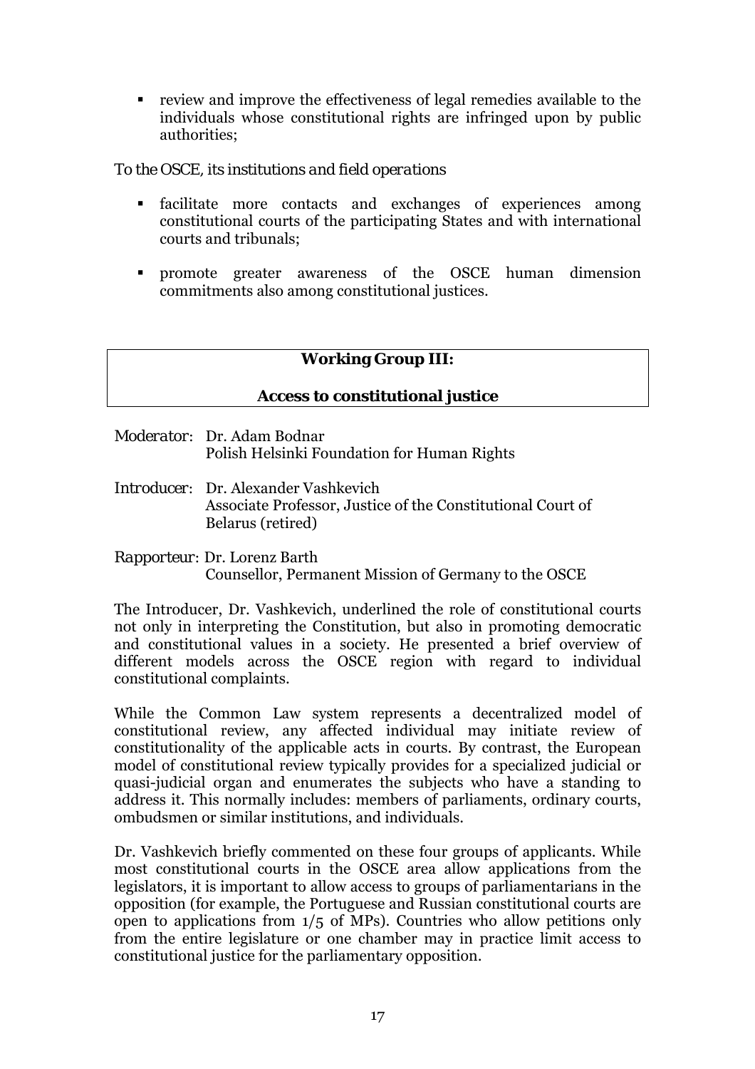- review and improve the effectiveness of legal remedies available to the individuals whose constitutional rights are infringed upon by public authorities;

*To the OSCE, its institutions and field operations*

- facilitate more contacts and exchanges of experiences among constitutional courts of the participating States and with international courts and tribunals;
- promote greater awareness of the OSCE human dimension commitments also among constitutional justices.

## Working Group III:

## Access to constitutional justice

*Moderator*: Dr. Adam Bodnar
Polish Helsinki Foundation for Human Rights

*Introducer*: Dr. Alexander Vashkevich
Associate Professor, Justice of the Constitutional Court of Belarus (retired)

*Rapporteur*: Dr. Lorenz Barth
Counsellor, Permanent Mission of Germany to the OSCE

The Introducer, Dr. Vashkevich, underlined the role of constitutional courts not only in interpreting the Constitution, but also in promoting democratic and constitutional values in a society. He presented a brief overview of different models across the OSCE region with regard to individual constitutional complaints.

While the Common Law system represents a decentralized model of constitutional review, any affected individual may initiate review of constitutionality of the applicable acts in courts. By contrast, the European model of constitutional review typically provides for a specialized judicial or quasi-judicial organ and enumerates the subjects who have a standing to address it. This normally includes: members of parliaments, ordinary courts, ombudsmen or similar institutions, and individuals.

Dr. Vashkevich briefly commented on these four groups of applicants. While most constitutional courts in the OSCE area allow applications from the legislators, it is important to allow access to groups of parliamentarians in the opposition (for example, the Portuguese and Russian constitutional courts are open to applications from 1/5 of MPs). Countries who allow petitions only from the entire legislature or one chamber may in practice limit access to constitutional justice for the parliamentary opposition.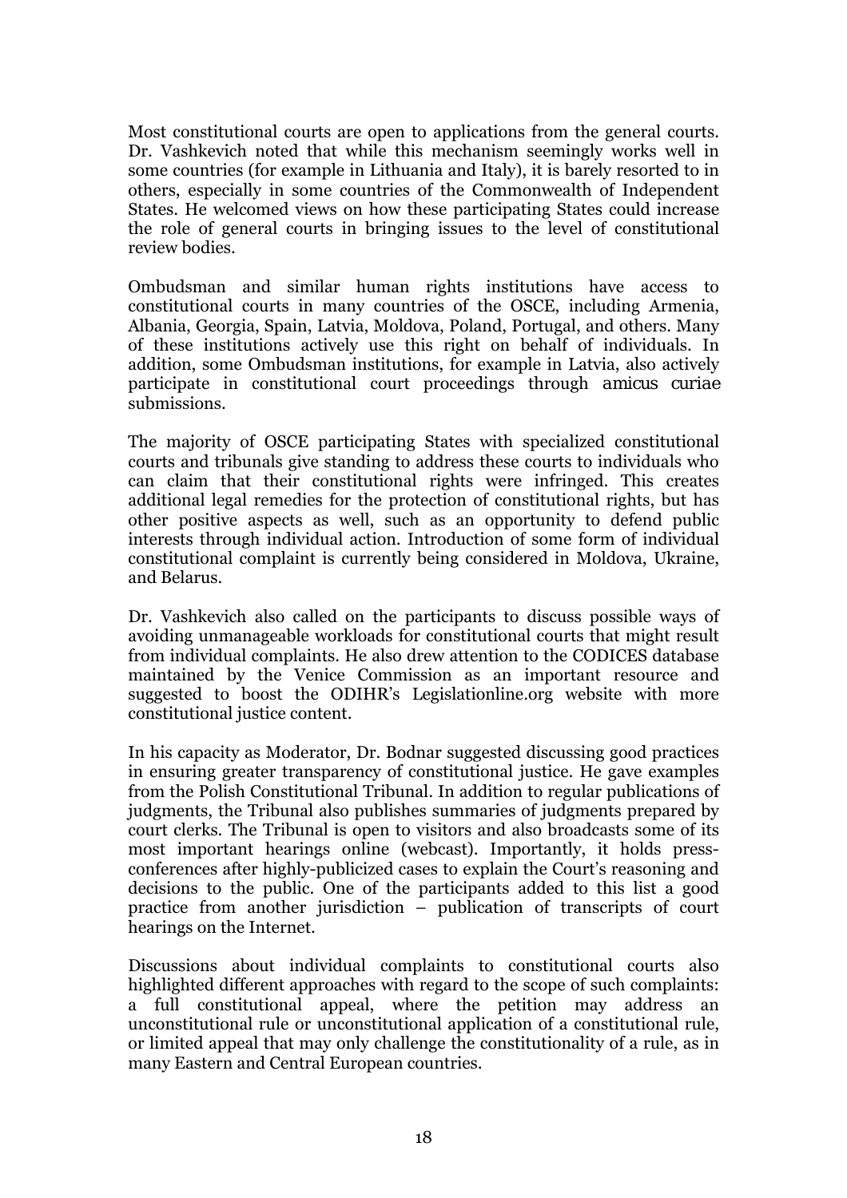Most constitutional courts are open to applications from the general courts. Dr. Vashkevich noted that while this mechanism seemingly works well in some countries (for example in Lithuania and Italy), it is barely resorted to in others, especially in some countries of the Commonwealth of Independent States. He welcomed views on how these participating States could increase the role of general courts in bringing issues to the level of constitutional review bodies.

Ombudsman and similar human rights institutions have access to constitutional courts in many countries of the OSCE, including Armenia, Albania, Georgia, Spain, Latvia, Moldova, Poland, Portugal, and others. Many of these institutions actively use this right on behalf of individuals. In addition, some Ombudsman institutions, for example in Latvia, also actively participate in constitutional court proceedings through *amicus curiae* submissions.

The majority of OSCE participating States with specialized constitutional courts and tribunals give standing to address these courts to individuals who can claim that their constitutional rights were infringed. This creates additional legal remedies for the protection of constitutional rights, but has other positive aspects as well, such as an opportunity to defend public interests through individual action. Introduction of some form of individual constitutional complaint is currently being considered in Moldova, Ukraine, and Belarus.

Dr. Vashkevich also called on the participants to discuss possible ways of avoiding unmanageable workloads for constitutional courts that might result from individual complaints. He also drew attention to the CODICES database maintained by the Venice Commission as an important resource and suggested to boost the ODIHR's Legislationline.org website with more constitutional justice content.

In his capacity as Moderator, Dr. Bodnar suggested discussing good practices in ensuring greater transparency of constitutional justice. He gave examples from the Polish Constitutional Tribunal. In addition to regular publications of judgments, the Tribunal also publishes summaries of judgments prepared by court clerks. The Tribunal is open to visitors and also broadcasts some of its most important hearings online (webcast). Importantly, it holds press-conferences after highly-publicized cases to explain the Court's reasoning and decisions to the public. One of the participants added to this list a good practice from another jurisdiction – publication of transcripts of court hearings on the Internet.

Discussions about individual complaints to constitutional courts also highlighted different approaches with regard to the scope of such complaints: a full constitutional appeal, where the petition may address an unconstitutional rule or unconstitutional application of a constitutional rule, or limited appeal that may only challenge the constitutionality of a rule, as in many Eastern and Central European countries.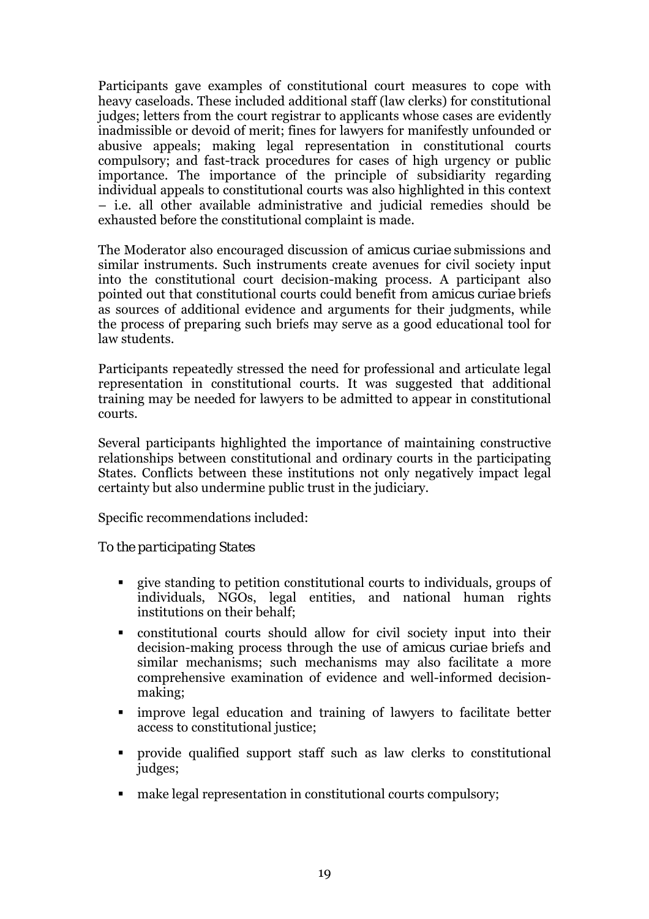Participants gave examples of constitutional court measures to cope with heavy caseloads. These included additional staff (law clerks) for constitutional judges; letters from the court registrar to applicants whose cases are evidently inadmissible or devoid of merit; fines for lawyers for manifestly unfounded or abusive appeals; making legal representation in constitutional courts compulsory; and fast-track procedures for cases of high urgency or public importance. The importance of the principle of subsidiarity regarding individual appeals to constitutional courts was also highlighted in this context – i.e. all other available administrative and judicial remedies should be exhausted before the constitutional complaint is made.

The Moderator also encouraged discussion of *amicus curiae* submissions and similar instruments. Such instruments create avenues for civil society input into the constitutional court decision-making process. A participant also pointed out that constitutional courts could benefit from *amicus curiae* briefs as sources of additional evidence and arguments for their judgments, while the process of preparing such briefs may serve as a good educational tool for law students.

Participants repeatedly stressed the need for professional and articulate legal representation in constitutional courts. It was suggested that additional training may be needed for lawyers to be admitted to appear in constitutional courts.

Several participants highlighted the importance of maintaining constructive relationships between constitutional and ordinary courts in the participating States. Conflicts between these institutions not only negatively impact legal certainty but also undermine public trust in the judiciary.

Specific recommendations included:

*To the participating States*

- give standing to petition constitutional courts to individuals, groups of individuals, NGOs, legal entities, and national human rights institutions on their behalf;
- constitutional courts should allow for civil society input into their decision-making process through the use of *amicus curiae* briefs and similar mechanisms; such mechanisms may also facilitate a more comprehensive examination of evidence and well-informed decision-making;
- improve legal education and training of lawyers to facilitate better access to constitutional justice;
- provide qualified support staff such as law clerks to constitutional judges;
- make legal representation in constitutional courts compulsory;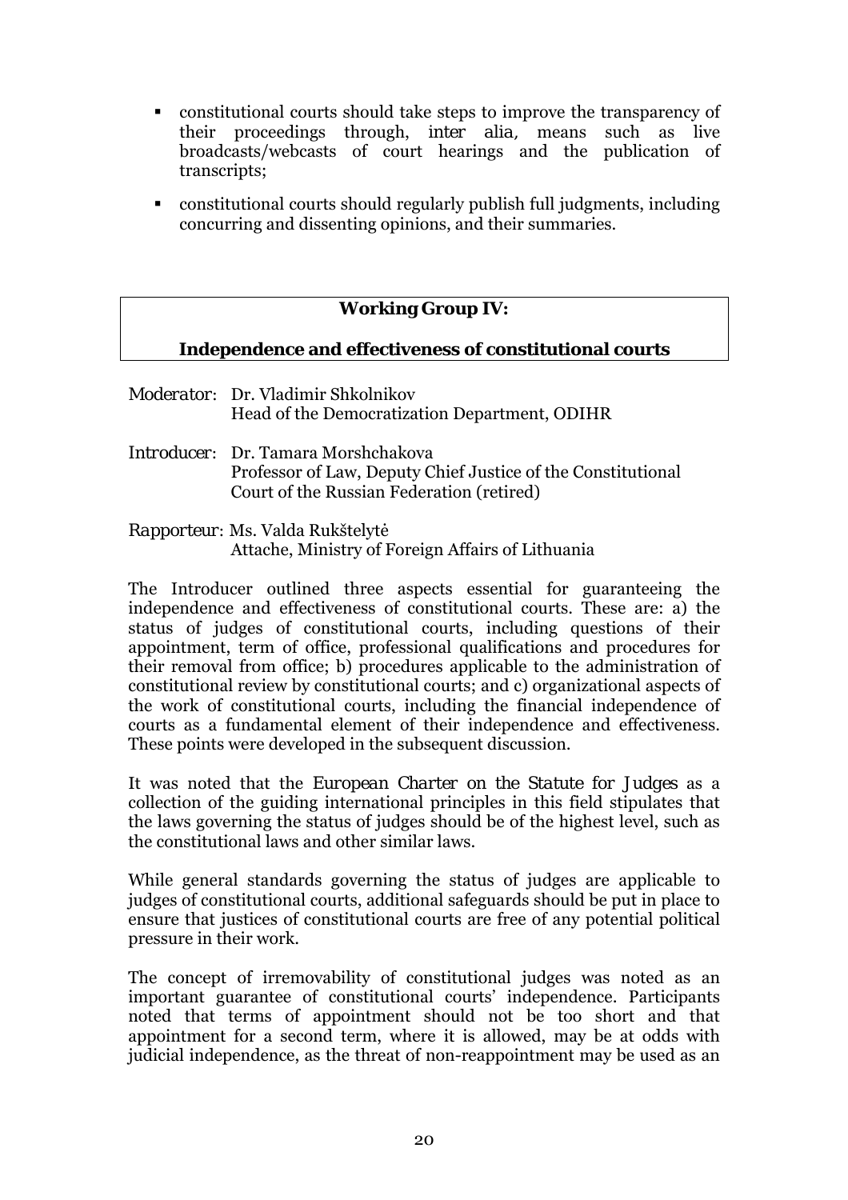- constitutional courts should take steps to improve the transparency of their proceedings through, *inter alia*, means such as live broadcasts/webcasts of court hearings and the publication of transcripts;
- constitutional courts should regularly publish full judgments, including concurring and dissenting opinions, and their summaries.

## Working Group IV:

## Independence and effectiveness of constitutional courts

*Moderator*: Dr. Vladimir Shkolnikov
Head of the Democratization Department, ODIHR

*Introducer*: Dr. Tamara Morshchakova
Professor of Law, Deputy Chief Justice of the Constitutional Court of the Russian Federation (retired)

*Rapporteur*: Ms. Valda Rukštelytė
Attache, Ministry of Foreign Affairs of Lithuania

The Introducer outlined three aspects essential for guaranteeing the independence and effectiveness of constitutional courts. These are: a) the status of judges of constitutional courts, including questions of their appointment, term of office, professional qualifications and procedures for their removal from office; b) procedures applicable to the administration of constitutional review by constitutional courts; and c) organizational aspects of the work of constitutional courts, including the financial independence of courts as a fundamental element of their independence and effectiveness. These points were developed in the subsequent discussion.

It was noted that the *European Charter on the Statute for Judges* as a collection of the guiding international principles in this field stipulates that the laws governing the status of judges should be of the highest level, such as the constitutional laws and other similar laws.

While general standards governing the status of judges are applicable to judges of constitutional courts, additional safeguards should be put in place to ensure that justices of constitutional courts are free of any potential political pressure in their work.

The concept of irremovability of constitutional judges was noted as an important guarantee of constitutional courts' independence. Participants noted that terms of appointment should not be too short and that appointment for a second term, where it is allowed, may be at odds with judicial independence, as the threat of non-reappointment may be used as an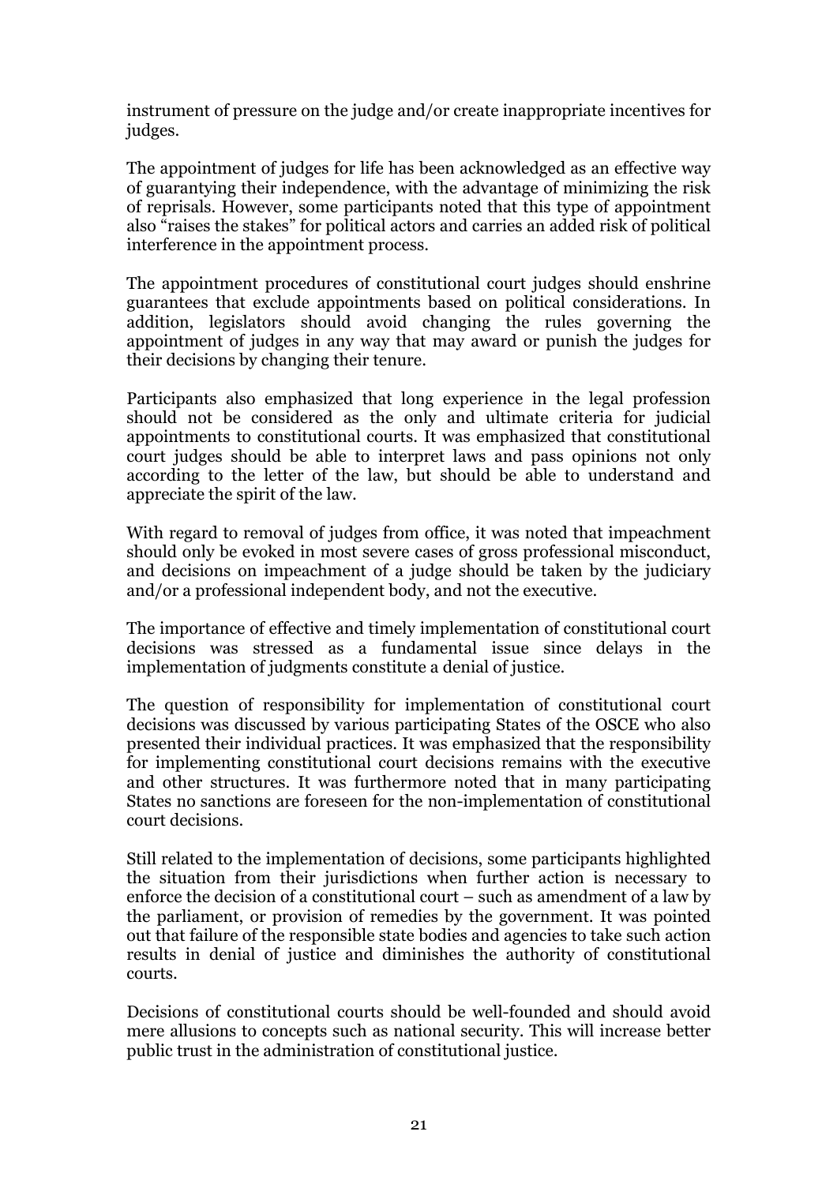instrument of pressure on the judge and/or create inappropriate incentives for judges.

The appointment of judges for life has been acknowledged as an effective way of guarantying their independence, with the advantage of minimizing the risk of reprisals. However, some participants noted that this type of appointment also "raises the stakes" for political actors and carries an added risk of political interference in the appointment process.

The appointment procedures of constitutional court judges should enshrine guarantees that exclude appointments based on political considerations. In addition, legislators should avoid changing the rules governing the appointment of judges in any way that may award or punish the judges for their decisions by changing their tenure.

Participants also emphasized that long experience in the legal profession should not be considered as the only and ultimate criteria for judicial appointments to constitutional courts. It was emphasized that constitutional court judges should be able to interpret laws and pass opinions not only according to the letter of the law, but should be able to understand and appreciate the spirit of the law.

With regard to removal of judges from office, it was noted that impeachment should only be evoked in most severe cases of gross professional misconduct, and decisions on impeachment of a judge should be taken by the judiciary and/or a professional independent body, and not the executive.

The importance of effective and timely implementation of constitutional court decisions was stressed as a fundamental issue since delays in the implementation of judgments constitute a denial of justice.

The question of responsibility for implementation of constitutional court decisions was discussed by various participating States of the OSCE who also presented their individual practices. It was emphasized that the responsibility for implementing constitutional court decisions remains with the executive and other structures. It was furthermore noted that in many participating States no sanctions are foreseen for the non-implementation of constitutional court decisions.

Still related to the implementation of decisions, some participants highlighted the situation from their jurisdictions when further action is necessary to enforce the decision of a constitutional court – such as amendment of a law by the parliament, or provision of remedies by the government. It was pointed out that failure of the responsible state bodies and agencies to take such action results in denial of justice and diminishes the authority of constitutional courts.

Decisions of constitutional courts should be well-founded and should avoid mere allusions to concepts such as national security. This will increase better public trust in the administration of constitutional justice.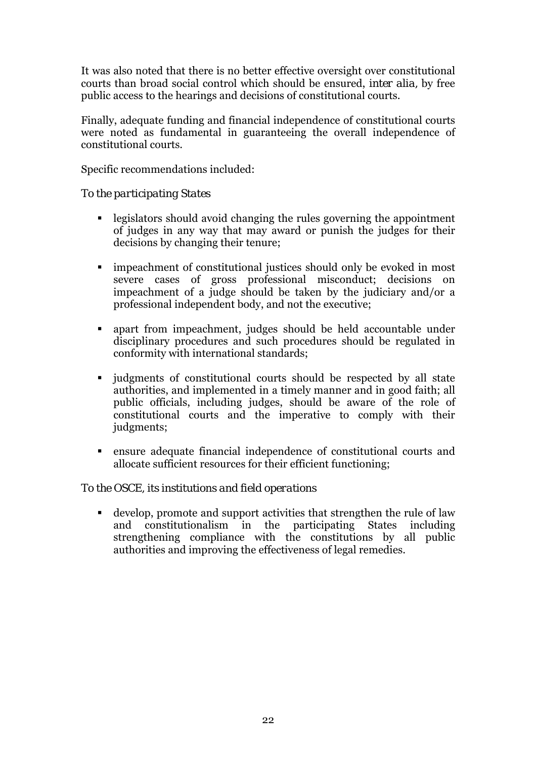It was also noted that there is no better effective oversight over constitutional courts than broad social control which should be ensured, *inter alia*, by free public access to the hearings and decisions of constitutional courts.

Finally, adequate funding and financial independence of constitutional courts were noted as fundamental in guaranteeing the overall independence of constitutional courts.

Specific recommendations included:

*To the participating States*

- legislators should avoid changing the rules governing the appointment of judges in any way that may award or punish the judges for their decisions by changing their tenure;
- impeachment of constitutional justices should only be evoked in most severe cases of gross professional misconduct; decisions on impeachment of a judge should be taken by the judiciary and/or a professional independent body, and not the executive;
- apart from impeachment, judges should be held accountable under disciplinary procedures and such procedures should be regulated in conformity with international standards;
- judgments of constitutional courts should be respected by all state authorities, and implemented in a timely manner and in good faith; all public officials, including judges, should be aware of the role of constitutional courts and the imperative to comply with their judgments;
- ensure adequate financial independence of constitutional courts and allocate sufficient resources for their efficient functioning;

*To the OSCE, its institutions and field operations*

- develop, promote and support activities that strengthen the rule of law and constitutionalism in the participating States including strengthening compliance with the constitutions by all public authorities and improving the effectiveness of legal remedies.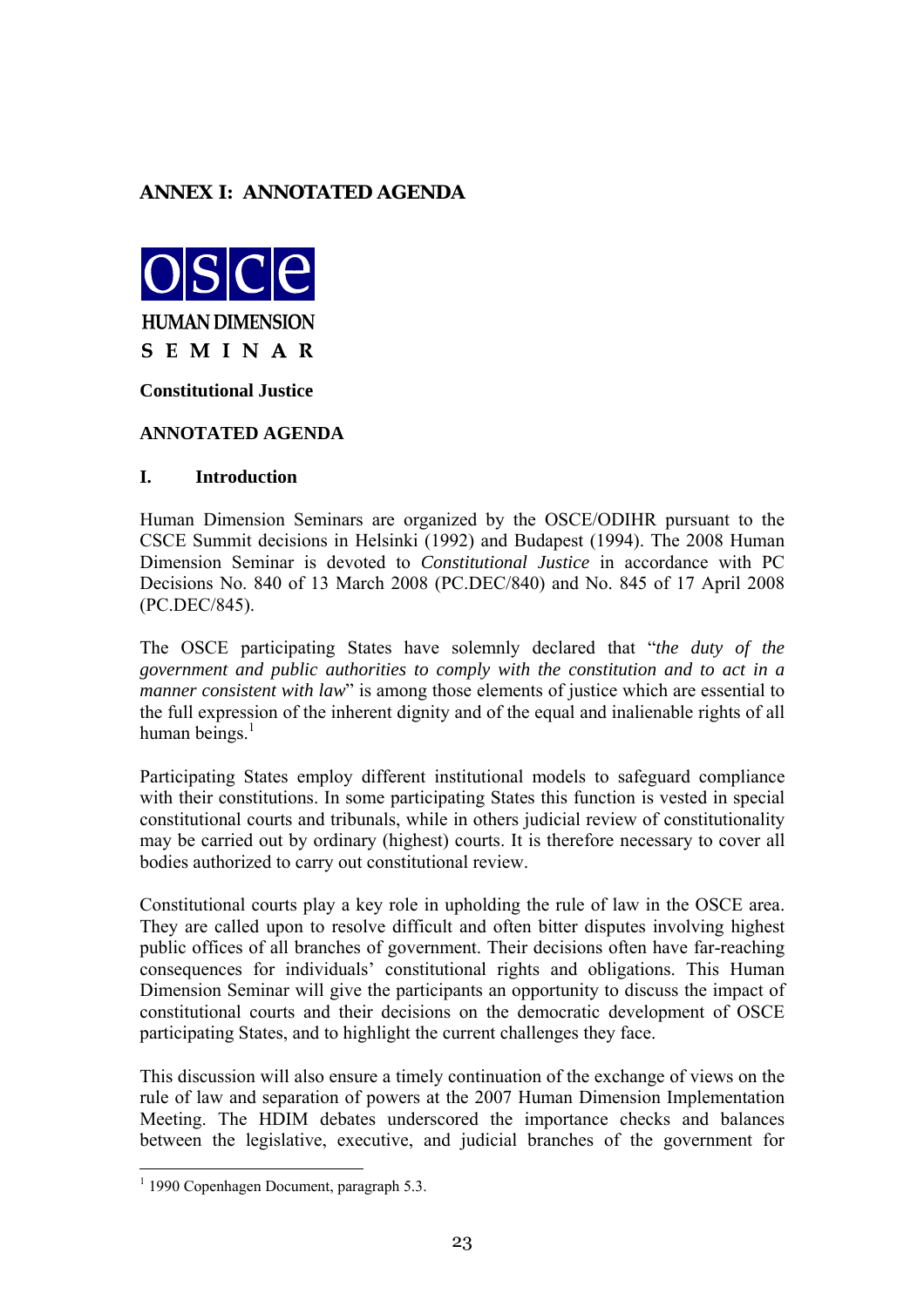## ANNEX I: ANNOTATED AGENDA

**OSCE**

**HUMAN DIMENSION**

**S E M I N A R**

**Constitutional Justice**

**ANNOTATED AGENDA**

### I. Introduction

Human Dimension Seminars are organized by the OSCE/ODIHR pursuant to the CSCE Summit decisions in Helsinki (1992) and Budapest (1994). The 2008 Human Dimension Seminar is devoted to *Constitutional Justice* in accordance with PC Decisions No. 840 of 13 March 2008 (PC.DEC/840) and No. 845 of 17 April 2008 (PC.DEC/845).

The OSCE participating States have solemnly declared that "*the duty of the government and public authorities to comply with the constitution and to act in a manner consistent with law*" is among those elements of justice which are essential to the full expression of the inherent dignity and of the equal and inalienable rights of all human beings.[1]

Participating States employ different institutional models to safeguard compliance with their constitutions. In some participating States this function is vested in special constitutional courts and tribunals, while in others judicial review of constitutionality may be carried out by ordinary (highest) courts. It is therefore necessary to cover all bodies authorized to carry out constitutional review.

Constitutional courts play a key role in upholding the rule of law in the OSCE area. They are called upon to resolve difficult and often bitter disputes involving highest public offices of all branches of government. Their decisions often have far-reaching consequences for individuals' constitutional rights and obligations. This Human Dimension Seminar will give the participants an opportunity to discuss the impact of constitutional courts and their decisions on the democratic development of OSCE participating States, and to highlight the current challenges they face.

This discussion will also ensure a timely continuation of the exchange of views on the rule of law and separation of powers at the 2007 Human Dimension Implementation Meeting. The HDIM debates underscored the importance checks and balances between the legislative, executive, and judicial branches of the government for

[1] 1990 Copenhagen Document, paragraph 5.3.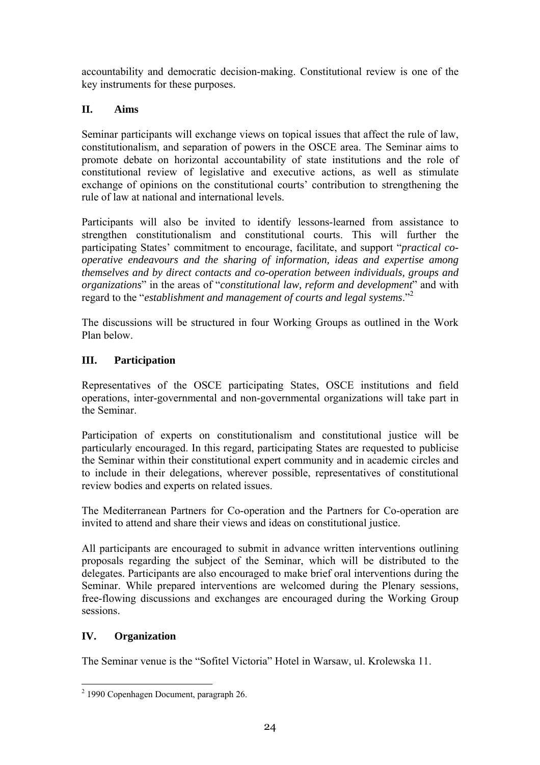accountability and democratic decision-making. Constitutional review is one of the key instruments for these purposes.

## II. Aims

Seminar participants will exchange views on topical issues that affect the rule of law, constitutionalism, and separation of powers in the OSCE area. The Seminar aims to promote debate on horizontal accountability of state institutions and the role of constitutional review of legislative and executive actions, as well as stimulate exchange of opinions on the constitutional courts' contribution to strengthening the rule of law at national and international levels.

Participants will also be invited to identify lessons-learned from assistance to strengthen constitutionalism and constitutional courts. This will further the participating States' commitment to encourage, facilitate, and support "*practical co-operative endeavours and the sharing of information, ideas and expertise among themselves and by direct contacts and co-operation between individuals, groups and organizations*" in the areas of "*constitutional law, reform and development*" and with regard to the "*establishment and management of courts and legal systems*."[2]

The discussions will be structured in four Working Groups as outlined in the Work Plan below.

## III. Participation

Representatives of the OSCE participating States, OSCE institutions and field operations, inter-governmental and non-governmental organizations will take part in the Seminar.

Participation of experts on constitutionalism and constitutional justice will be particularly encouraged. In this regard, participating States are requested to publicise the Seminar within their constitutional expert community and in academic circles and to include in their delegations, wherever possible, representatives of constitutional review bodies and experts on related issues.

The Mediterranean Partners for Co-operation and the Partners for Co-operation are invited to attend and share their views and ideas on constitutional justice.

All participants are encouraged to submit in advance written interventions outlining proposals regarding the subject of the Seminar, which will be distributed to the delegates. Participants are also encouraged to make brief oral interventions during the Seminar. While prepared interventions are welcomed during the Plenary sessions, free-flowing discussions and exchanges are encouraged during the Working Group sessions.

## IV. Organization

The Seminar venue is the "Sofitel Victoria" Hotel in Warsaw, ul. Krolewska 11.

---

[2] 1990 Copenhagen Document, paragraph 26.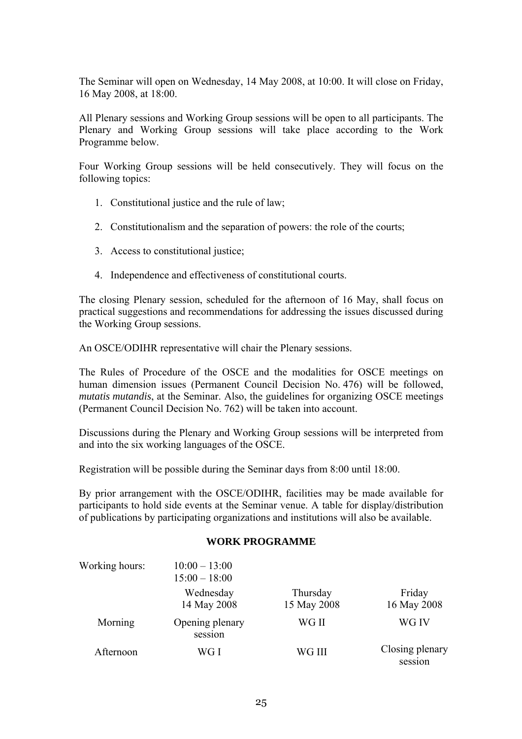The Seminar will open on Wednesday, 14 May 2008, at 10:00. It will close on Friday, 16 May 2008, at 18:00.

All Plenary sessions and Working Group sessions will be open to all participants. The Plenary and Working Group sessions will take place according to the Work Programme below.

Four Working Group sessions will be held consecutively. They will focus on the following topics:

1. Constitutional justice and the rule of law;
2. Constitutionalism and the separation of powers: the role of the courts;
3. Access to constitutional justice;
4. Independence and effectiveness of constitutional courts.

The closing Plenary session, scheduled for the afternoon of 16 May, shall focus on practical suggestions and recommendations for addressing the issues discussed during the Working Group sessions.

An OSCE/ODIHR representative will chair the Plenary sessions.

The Rules of Procedure of the OSCE and the modalities for OSCE meetings on human dimension issues (Permanent Council Decision No. 476) will be followed, *mutatis mutandis*, at the Seminar. Also, the guidelines for organizing OSCE meetings (Permanent Council Decision No. 762) will be taken into account.

Discussions during the Plenary and Working Group sessions will be interpreted from and into the six working languages of the OSCE.

Registration will be possible during the Seminar days from 8:00 until 18:00.

By prior arrangement with the OSCE/ODIHR, facilities may be made available for participants to hold side events at the Seminar venue. A table for display/distribution of publications by participating organizations and institutions will also be available.

**WORK PROGRAMME**

Working hours: 10:00 – 13:00
15:00 – 18:00

| | Wednesday 14 May 2008 | Thursday 15 May 2008 | Friday 16 May 2008 |
|---|---|---|---|
| Morning | Opening plenary session | WG II | WG IV |
| Afternoon | WG I | WG III | Closing plenary session |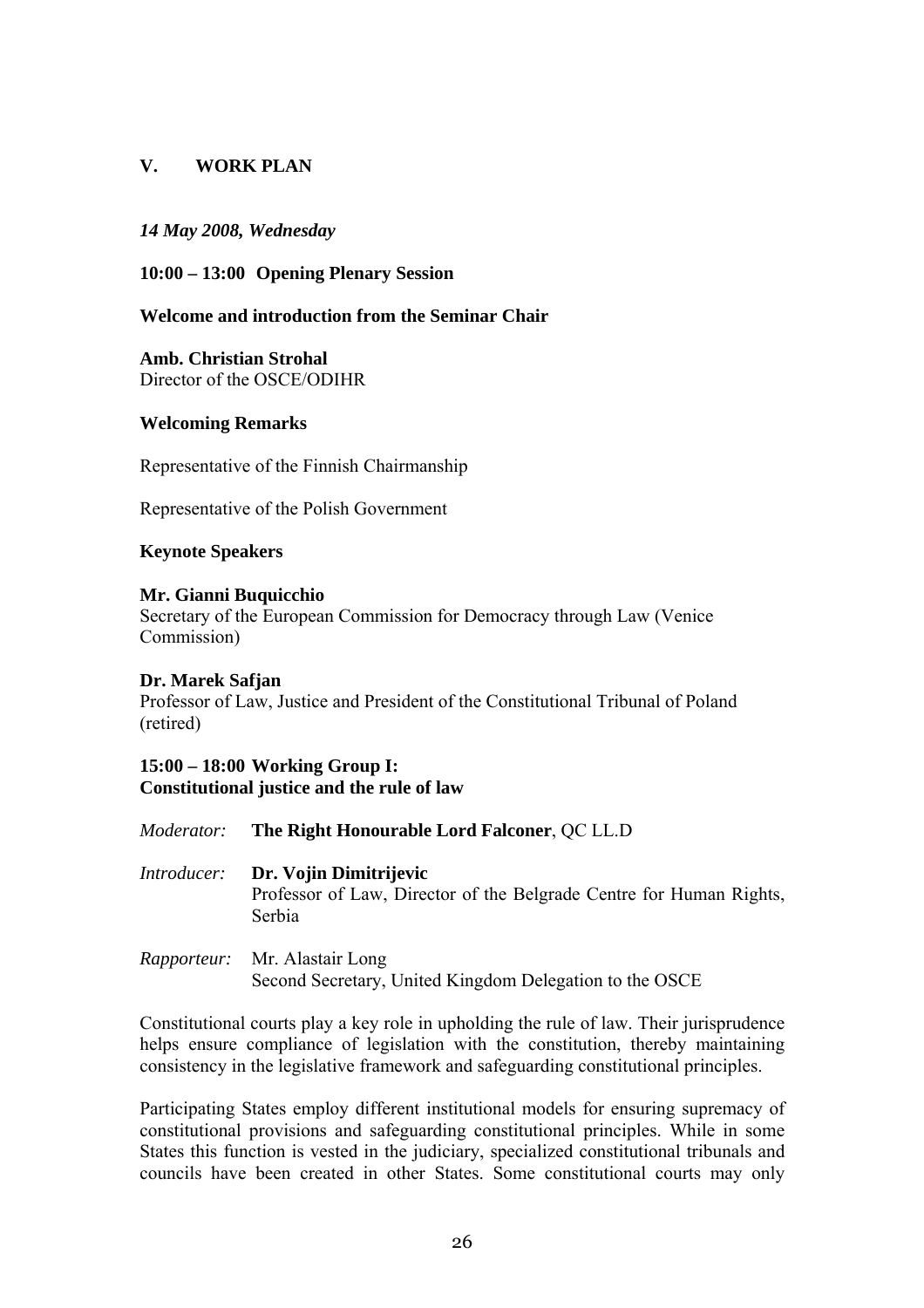## V. WORK PLAN

*14 May 2008, Wednesday*

**10:00 – 13:00 Opening Plenary Session**

**Welcome and introduction from the Seminar Chair**

**Amb. Christian Strohal**
Director of the OSCE/ODIHR

**Welcoming Remarks**

Representative of the Finnish Chairmanship

Representative of the Polish Government

**Keynote Speakers**

**Mr. Gianni Buquicchio**
Secretary of the European Commission for Democracy through Law (Venice Commission)

**Dr. Marek Safjan**
Professor of Law, Justice and President of the Constitutional Tribunal of Poland (retired)

**15:00 – 18:00 Working Group I:**
**Constitutional justice and the rule of law**

*Moderator:* **The Right Honourable Lord Falconer**, QC LL.D

*Introducer:* **Dr. Vojin Dimitrijevic**
Professor of Law, Director of the Belgrade Centre for Human Rights, Serbia

*Rapporteur:* Mr. Alastair Long
Second Secretary, United Kingdom Delegation to the OSCE

Constitutional courts play a key role in upholding the rule of law. Their jurisprudence helps ensure compliance of legislation with the constitution, thereby maintaining consistency in the legislative framework and safeguarding constitutional principles.

Participating States employ different institutional models for ensuring supremacy of constitutional provisions and safeguarding constitutional principles. While in some States this function is vested in the judiciary, specialized constitutional tribunals and councils have been created in other States. Some constitutional courts may only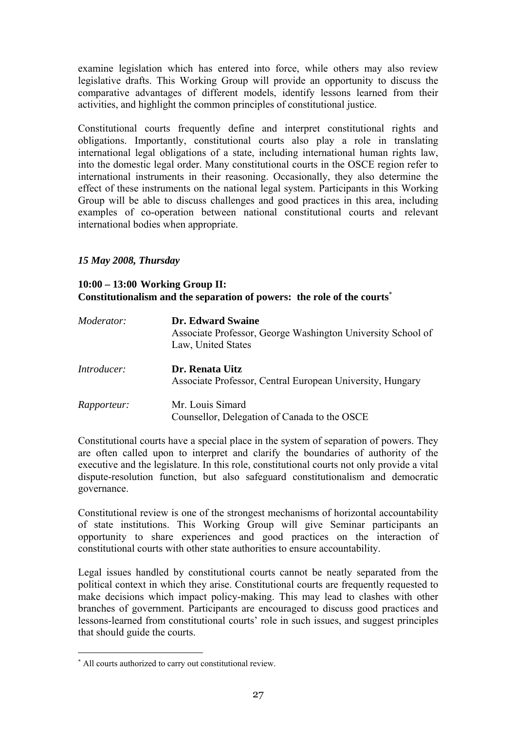examine legislation which has entered into force, while others may also review legislative drafts. This Working Group will provide an opportunity to discuss the comparative advantages of different models, identify lessons learned from their activities, and highlight the common principles of constitutional justice.

Constitutional courts frequently define and interpret constitutional rights and obligations. Importantly, constitutional courts also play a role in translating international legal obligations of a state, including international human rights law, into the domestic legal order. Many constitutional courts in the OSCE region refer to international instruments in their reasoning. Occasionally, they also determine the effect of these instruments on the national legal system. Participants in this Working Group will be able to discuss challenges and good practices in this area, including examples of co-operation between national constitutional courts and relevant international bodies when appropriate.

*15 May 2008, Thursday*

**10:00 – 13:00 Working Group II:**
**Constitutionalism and the separation of powers: the role of the courts**[*]

*Moderator:* **Dr. Edward Swaine**
Associate Professor, George Washington University School of Law, United States

*Introducer:* **Dr. Renata Uitz**
Associate Professor, Central European University, Hungary

*Rapporteur:* Mr. Louis Simard
Counsellor, Delegation of Canada to the OSCE

Constitutional courts have a special place in the system of separation of powers. They are often called upon to interpret and clarify the boundaries of authority of the executive and the legislature. In this role, constitutional courts not only provide a vital dispute-resolution function, but also safeguard constitutionalism and democratic governance.

Constitutional review is one of the strongest mechanisms of horizontal accountability of state institutions. This Working Group will give Seminar participants an opportunity to share experiences and good practices on the interaction of constitutional courts with other state authorities to ensure accountability.

Legal issues handled by constitutional courts cannot be neatly separated from the political context in which they arise. Constitutional courts are frequently requested to make decisions which impact policy-making. This may lead to clashes with other branches of government. Participants are encouraged to discuss good practices and lessons-learned from constitutional courts' role in such issues, and suggest principles that should guide the courts.

---

[*] All courts authorized to carry out constitutional review.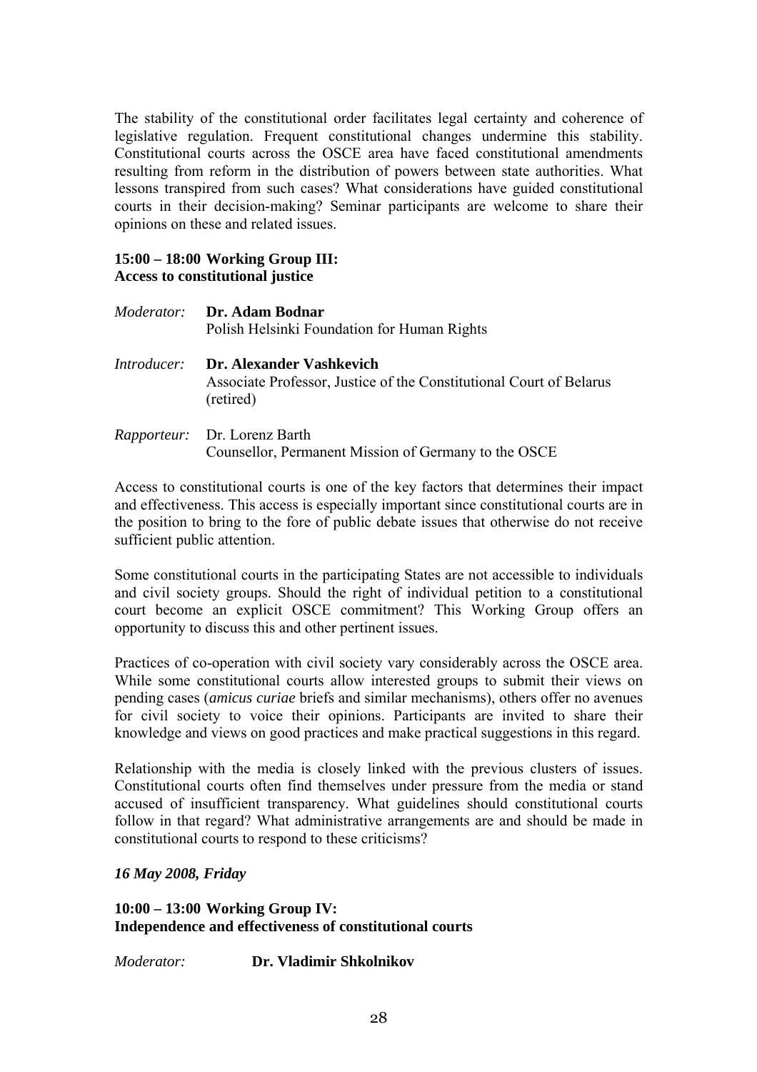The stability of the constitutional order facilitates legal certainty and coherence of legislative regulation. Frequent constitutional changes undermine this stability. Constitutional courts across the OSCE area have faced constitutional amendments resulting from reform in the distribution of powers between state authorities. What lessons transpired from such cases? What considerations have guided constitutional courts in their decision-making? Seminar participants are welcome to share their opinions on these and related issues.

**15:00 – 18:00 Working Group III:**
**Access to constitutional justice**

*Moderator:* **Dr. Adam Bodnar**
Polish Helsinki Foundation for Human Rights

*Introducer:* **Dr. Alexander Vashkevich**
Associate Professor, Justice of the Constitutional Court of Belarus (retired)

*Rapporteur:* Dr. Lorenz Barth
Counsellor, Permanent Mission of Germany to the OSCE

Access to constitutional courts is one of the key factors that determines their impact and effectiveness. This access is especially important since constitutional courts are in the position to bring to the fore of public debate issues that otherwise do not receive sufficient public attention.

Some constitutional courts in the participating States are not accessible to individuals and civil society groups. Should the right of individual petition to a constitutional court become an explicit OSCE commitment? This Working Group offers an opportunity to discuss this and other pertinent issues.

Practices of co-operation with civil society vary considerably across the OSCE area. While some constitutional courts allow interested groups to submit their views on pending cases (*amicus curiae* briefs and similar mechanisms), others offer no avenues for civil society to voice their opinions. Participants are invited to share their knowledge and views on good practices and make practical suggestions in this regard.

Relationship with the media is closely linked with the previous clusters of issues. Constitutional courts often find themselves under pressure from the media or stand accused of insufficient transparency. What guidelines should constitutional courts follow in that regard? What administrative arrangements are and should be made in constitutional courts to respond to these criticisms?

***16 May 2008, Friday***

**10:00 – 13:00 Working Group IV:**
**Independence and effectiveness of constitutional courts**

*Moderator:* **Dr. Vladimir Shkolnikov**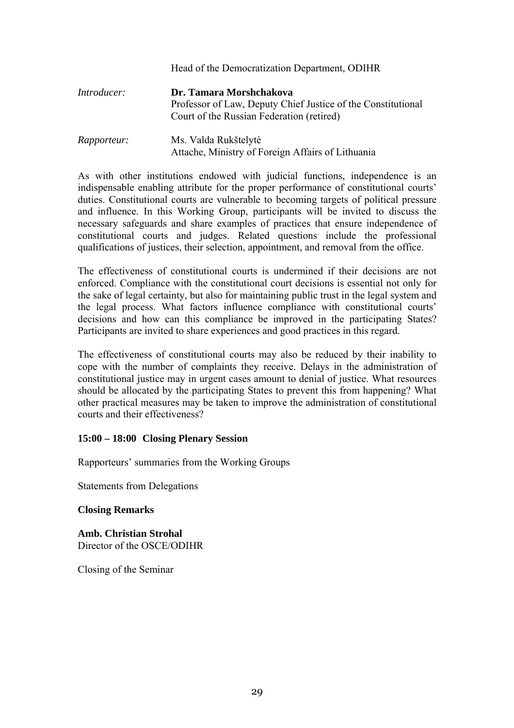Head of the Democratization Department, ODIHR

*Introducer:* **Dr. Tamara Morshchakova**
Professor of Law, Deputy Chief Justice of the Constitutional Court of the Russian Federation (retired)

*Rapporteur:* Ms. Valda Rukštelytė
Attache, Ministry of Foreign Affairs of Lithuania

As with other institutions endowed with judicial functions, independence is an indispensable enabling attribute for the proper performance of constitutional courts' duties. Constitutional courts are vulnerable to becoming targets of political pressure and influence. In this Working Group, participants will be invited to discuss the necessary safeguards and share examples of practices that ensure independence of constitutional courts and judges. Related questions include the professional qualifications of justices, their selection, appointment, and removal from the office.

The effectiveness of constitutional courts is undermined if their decisions are not enforced. Compliance with the constitutional court decisions is essential not only for the sake of legal certainty, but also for maintaining public trust in the legal system and the legal process. What factors influence compliance with constitutional courts' decisions and how can this compliance be improved in the participating States? Participants are invited to share experiences and good practices in this regard.

The effectiveness of constitutional courts may also be reduced by their inability to cope with the number of complaints they receive. Delays in the administration of constitutional justice may in urgent cases amount to denial of justice. What resources should be allocated by the participating States to prevent this from happening? What other practical measures may be taken to improve the administration of constitutional courts and their effectiveness?

**15:00 – 18:00 Closing Plenary Session**

Rapporteurs' summaries from the Working Groups

Statements from Delegations

**Closing Remarks**

**Amb. Christian Strohal**
Director of the OSCE/ODIHR

Closing of the Seminar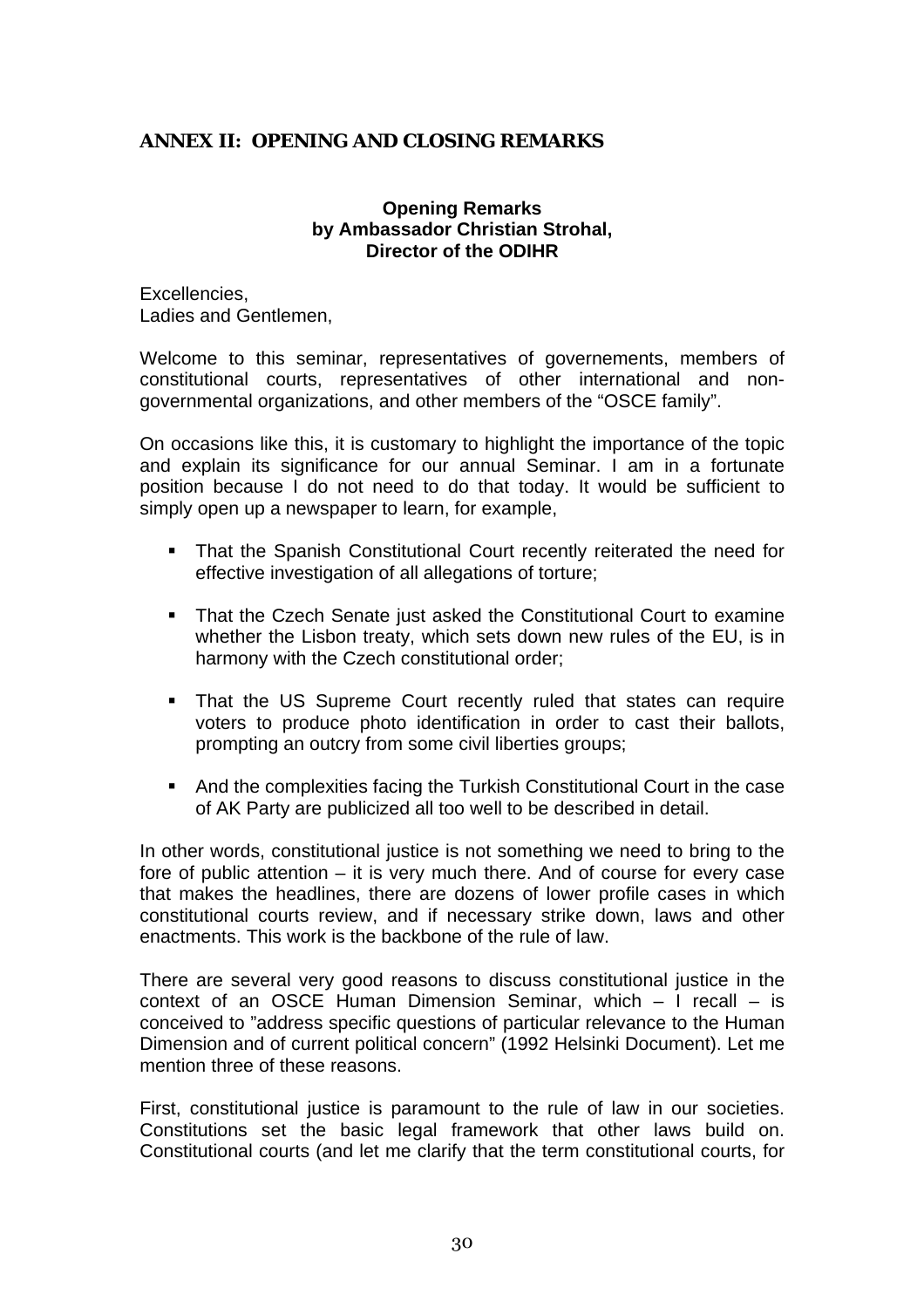## ANNEX II: OPENING AND CLOSING REMARKS

**Opening Remarks**
**by Ambassador Christian Strohal,**
**Director of the ODIHR**

Excellencies,
Ladies and Gentlemen,

Welcome to this seminar, representatives of governements, members of constitutional courts, representatives of other international and non-governmental organizations, and other members of the "OSCE family".

On occasions like this, it is customary to highlight the importance of the topic and explain its significance for our annual Seminar. I am in a fortunate position because I do not need to do that today. It would be sufficient to simply open up a newspaper to learn, for example,

- That the Spanish Constitutional Court recently reiterated the need for effective investigation of all allegations of torture;
- That the Czech Senate just asked the Constitutional Court to examine whether the Lisbon treaty, which sets down new rules of the EU, is in harmony with the Czech constitutional order;
- That the US Supreme Court recently ruled that states can require voters to produce photo identification in order to cast their ballots, prompting an outcry from some civil liberties groups;
- And the complexities facing the Turkish Constitutional Court in the case of AK Party are publicized all too well to be described in detail.

In other words, constitutional justice is not something we need to bring to the fore of public attention – it is very much there. And of course for every case that makes the headlines, there are dozens of lower profile cases in which constitutional courts review, and if necessary strike down, laws and other enactments. This work is the backbone of the rule of law.

There are several very good reasons to discuss constitutional justice in the context of an OSCE Human Dimension Seminar, which – I recall – is conceived to "address specific questions of particular relevance to the Human Dimension and of current political concern" (1992 Helsinki Document). Let me mention three of these reasons.

First, constitutional justice is paramount to the rule of law in our societies. Constitutions set the basic legal framework that other laws build on. Constitutional courts (and let me clarify that the term constitutional courts, for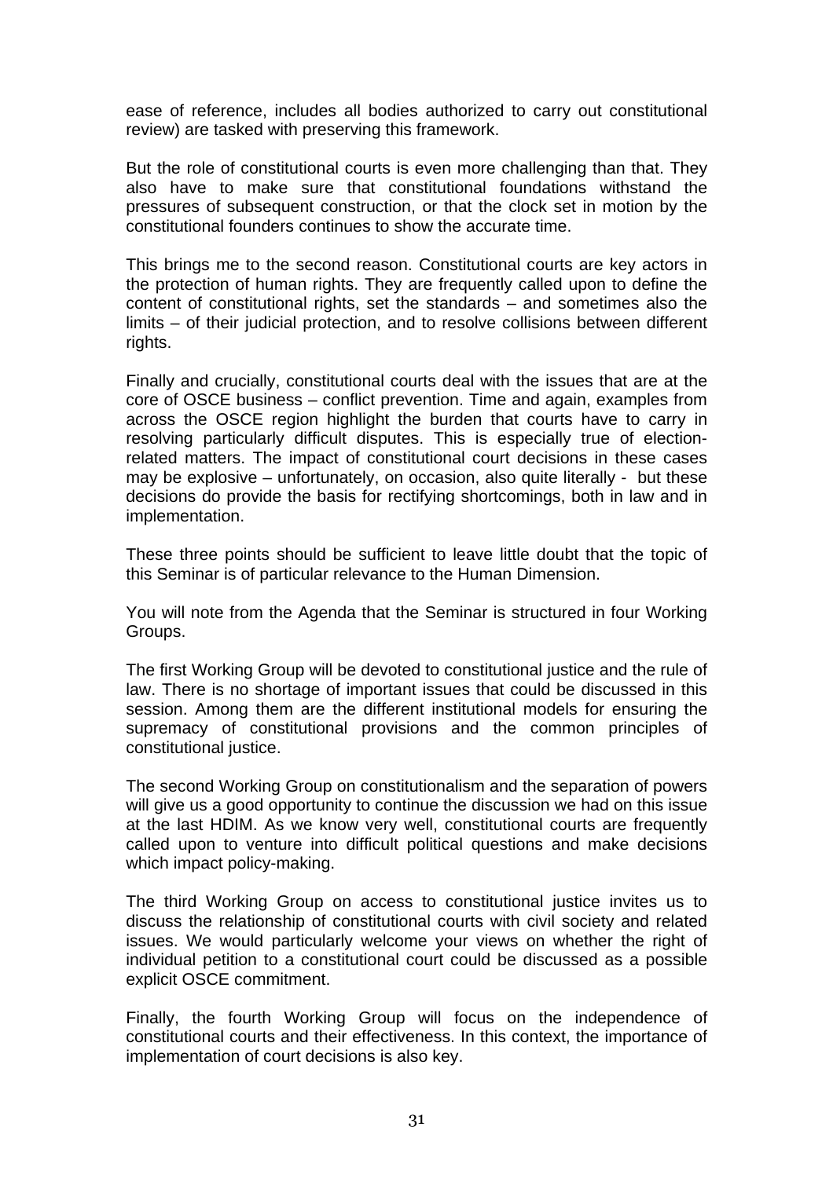ease of reference, includes all bodies authorized to carry out constitutional review) are tasked with preserving this framework.

But the role of constitutional courts is even more challenging than that. They also have to make sure that constitutional foundations withstand the pressures of subsequent construction, or that the clock set in motion by the constitutional founders continues to show the accurate time.

This brings me to the second reason. Constitutional courts are key actors in the protection of human rights. They are frequently called upon to define the content of constitutional rights, set the standards – and sometimes also the limits – of their judicial protection, and to resolve collisions between different rights.

Finally and crucially, constitutional courts deal with the issues that are at the core of OSCE business – conflict prevention. Time and again, examples from across the OSCE region highlight the burden that courts have to carry in resolving particularly difficult disputes. This is especially true of election-related matters. The impact of constitutional court decisions in these cases may be explosive – unfortunately, on occasion, also quite literally - but these decisions do provide the basis for rectifying shortcomings, both in law and in implementation.

These three points should be sufficient to leave little doubt that the topic of this Seminar is of particular relevance to the Human Dimension.

You will note from the Agenda that the Seminar is structured in four Working Groups.

The first Working Group will be devoted to constitutional justice and the rule of law. There is no shortage of important issues that could be discussed in this session. Among them are the different institutional models for ensuring the supremacy of constitutional provisions and the common principles of constitutional justice.

The second Working Group on constitutionalism and the separation of powers will give us a good opportunity to continue the discussion we had on this issue at the last HDIM. As we know very well, constitutional courts are frequently called upon to venture into difficult political questions and make decisions which impact policy-making.

The third Working Group on access to constitutional justice invites us to discuss the relationship of constitutional courts with civil society and related issues. We would particularly welcome your views on whether the right of individual petition to a constitutional court could be discussed as a possible explicit OSCE commitment.

Finally, the fourth Working Group will focus on the independence of constitutional courts and their effectiveness. In this context, the importance of implementation of court decisions is also key.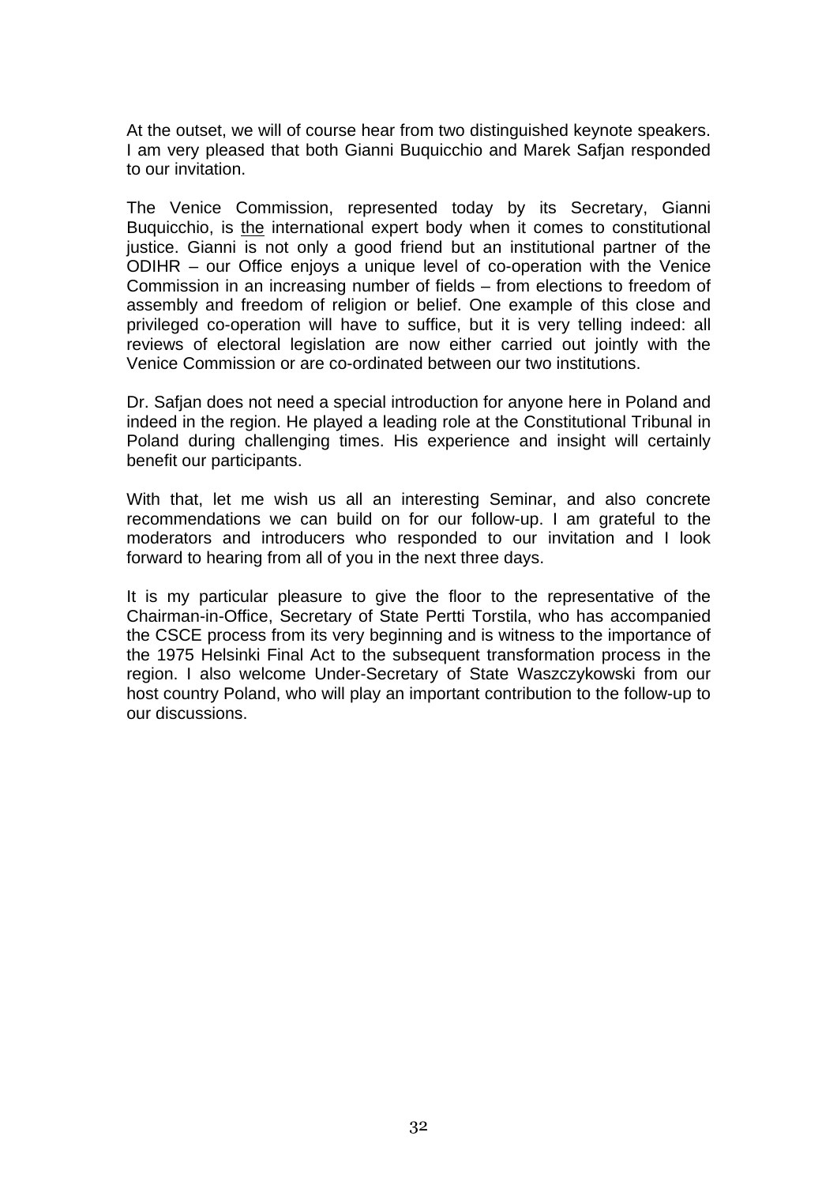At the outset, we will of course hear from two distinguished keynote speakers. I am very pleased that both Gianni Buquicchio and Marek Safjan responded to our invitation.

The Venice Commission, represented today by its Secretary, Gianni Buquicchio, is <u>the</u> international expert body when it comes to constitutional justice. Gianni is not only a good friend but an institutional partner of the ODIHR – our Office enjoys a unique level of co-operation with the Venice Commission in an increasing number of fields – from elections to freedom of assembly and freedom of religion or belief. One example of this close and privileged co-operation will have to suffice, but it is very telling indeed: all reviews of electoral legislation are now either carried out jointly with the Venice Commission or are co-ordinated between our two institutions.

Dr. Safjan does not need a special introduction for anyone here in Poland and indeed in the region. He played a leading role at the Constitutional Tribunal in Poland during challenging times. His experience and insight will certainly benefit our participants.

With that, let me wish us all an interesting Seminar, and also concrete recommendations we can build on for our follow-up. I am grateful to the moderators and introducers who responded to our invitation and I look forward to hearing from all of you in the next three days.

It is my particular pleasure to give the floor to the representative of the Chairman-in-Office, Secretary of State Pertti Torstila, who has accompanied the CSCE process from its very beginning and is witness to the importance of the 1975 Helsinki Final Act to the subsequent transformation process in the region. I also welcome Under-Secretary of State Waszczykowski from our host country Poland, who will play an important contribution to the follow-up to our discussions.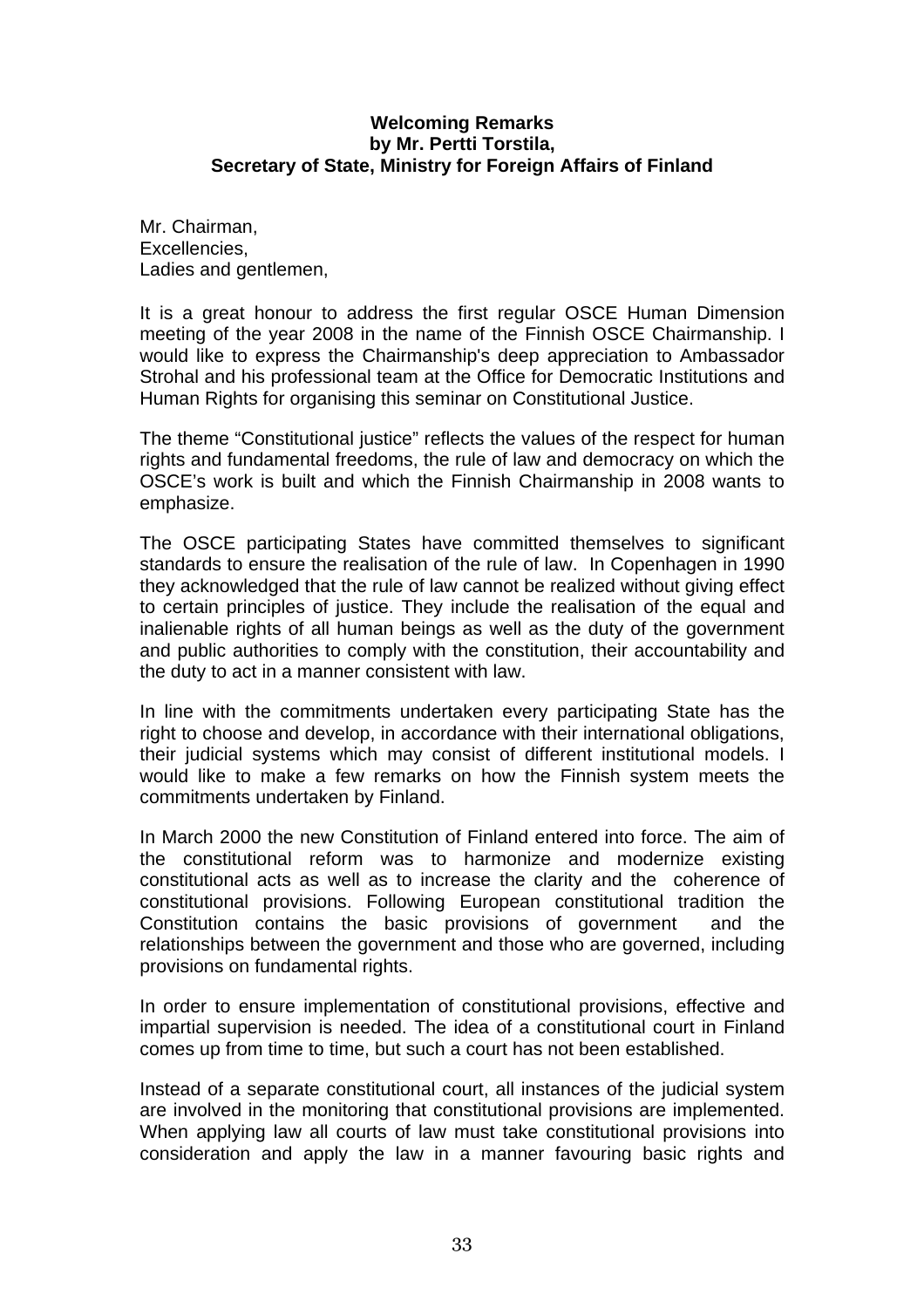**Welcoming Remarks**
**by Mr. Pertti Torstila,**
**Secretary of State, Ministry for Foreign Affairs of Finland**

Mr. Chairman,
Excellencies,
Ladies and gentlemen,

It is a great honour to address the first regular OSCE Human Dimension meeting of the year 2008 in the name of the Finnish OSCE Chairmanship. I would like to express the Chairmanship's deep appreciation to Ambassador Strohal and his professional team at the Office for Democratic Institutions and Human Rights for organising this seminar on Constitutional Justice.

The theme "Constitutional justice" reflects the values of the respect for human rights and fundamental freedoms, the rule of law and democracy on which the OSCE's work is built and which the Finnish Chairmanship in 2008 wants to emphasize.

The OSCE participating States have committed themselves to significant standards to ensure the realisation of the rule of law. In Copenhagen in 1990 they acknowledged that the rule of law cannot be realized without giving effect to certain principles of justice. They include the realisation of the equal and inalienable rights of all human beings as well as the duty of the government and public authorities to comply with the constitution, their accountability and the duty to act in a manner consistent with law.

In line with the commitments undertaken every participating State has the right to choose and develop, in accordance with their international obligations, their judicial systems which may consist of different institutional models. I would like to make a few remarks on how the Finnish system meets the commitments undertaken by Finland.

In March 2000 the new Constitution of Finland entered into force. The aim of the constitutional reform was to harmonize and modernize existing constitutional acts as well as to increase the clarity and the coherence of constitutional provisions. Following European constitutional tradition the Constitution contains the basic provisions of government and the relationships between the government and those who are governed, including provisions on fundamental rights.

In order to ensure implementation of constitutional provisions, effective and impartial supervision is needed. The idea of a constitutional court in Finland comes up from time to time, but such a court has not been established.

Instead of a separate constitutional court, all instances of the judicial system are involved in the monitoring that constitutional provisions are implemented. When applying law all courts of law must take constitutional provisions into consideration and apply the law in a manner favouring basic rights and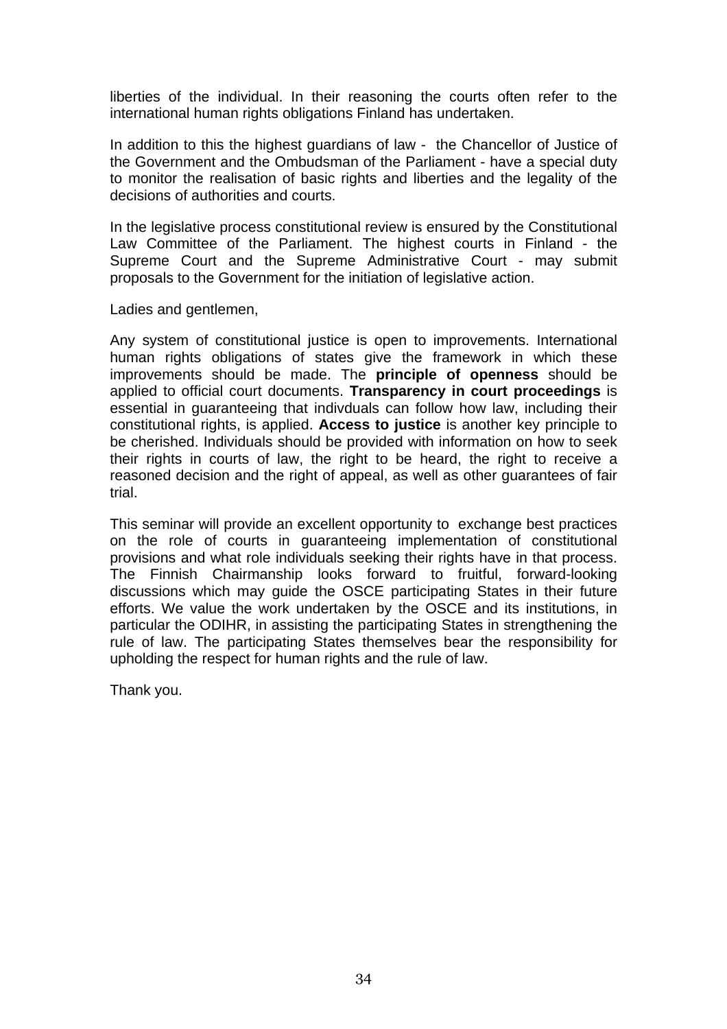liberties of the individual. In their reasoning the courts often refer to the international human rights obligations Finland has undertaken.

In addition to this the highest guardians of law - the Chancellor of Justice of the Government and the Ombudsman of the Parliament - have a special duty to monitor the realisation of basic rights and liberties and the legality of the decisions of authorities and courts.

In the legislative process constitutional review is ensured by the Constitutional Law Committee of the Parliament. The highest courts in Finland - the Supreme Court and the Supreme Administrative Court - may submit proposals to the Government for the initiation of legislative action.

Ladies and gentlemen,

Any system of constitutional justice is open to improvements. International human rights obligations of states give the framework in which these improvements should be made. The **principle of openness** should be applied to official court documents. **Transparency in court proceedings** is essential in guaranteeing that indivduals can follow how law, including their constitutional rights, is applied. **Access to justice** is another key principle to be cherished. Individuals should be provided with information on how to seek their rights in courts of law, the right to be heard, the right to receive a reasoned decision and the right of appeal, as well as other guarantees of fair trial.

This seminar will provide an excellent opportunity to exchange best practices on the role of courts in guaranteeing implementation of constitutional provisions and what role individuals seeking their rights have in that process. The Finnish Chairmanship looks forward to fruitful, forward-looking discussions which may guide the OSCE participating States in their future efforts. We value the work undertaken by the OSCE and its institutions, in particular the ODIHR, in assisting the participating States in strengthening the rule of law. The participating States themselves bear the responsibility for upholding the respect for human rights and the rule of law.

Thank you.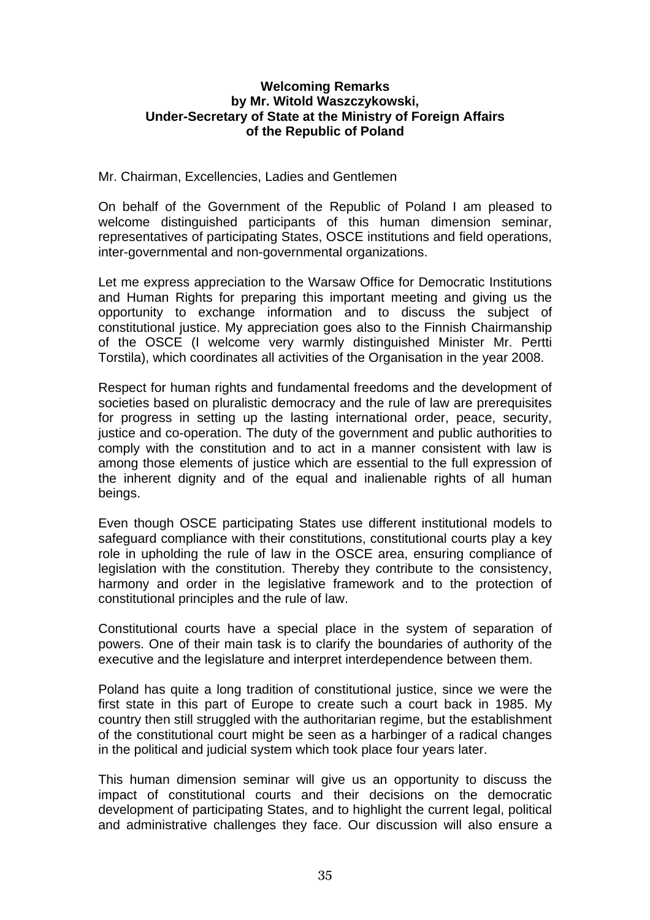**Welcoming Remarks**
**by Mr. Witold Waszczykowski,**
**Under-Secretary of State at the Ministry of Foreign Affairs**
**of the Republic of Poland**

Mr. Chairman, Excellencies, Ladies and Gentlemen

On behalf of the Government of the Republic of Poland I am pleased to welcome distinguished participants of this human dimension seminar, representatives of participating States, OSCE institutions and field operations, inter-governmental and non-governmental organizations.

Let me express appreciation to the Warsaw Office for Democratic Institutions and Human Rights for preparing this important meeting and giving us the opportunity to exchange information and to discuss the subject of constitutional justice. My appreciation goes also to the Finnish Chairmanship of the OSCE (I welcome very warmly distinguished Minister Mr. Pertti Torstila), which coordinates all activities of the Organisation in the year 2008.

Respect for human rights and fundamental freedoms and the development of societies based on pluralistic democracy and the rule of law are prerequisites for progress in setting up the lasting international order, peace, security, justice and co-operation. The duty of the government and public authorities to comply with the constitution and to act in a manner consistent with law is among those elements of justice which are essential to the full expression of the inherent dignity and of the equal and inalienable rights of all human beings.

Even though OSCE participating States use different institutional models to safeguard compliance with their constitutions, constitutional courts play a key role in upholding the rule of law in the OSCE area, ensuring compliance of legislation with the constitution. Thereby they contribute to the consistency, harmony and order in the legislative framework and to the protection of constitutional principles and the rule of law.

Constitutional courts have a special place in the system of separation of powers. One of their main task is to clarify the boundaries of authority of the executive and the legislature and interpret interdependence between them.

Poland has quite a long tradition of constitutional justice, since we were the first state in this part of Europe to create such a court back in 1985. My country then still struggled with the authoritarian regime, but the establishment of the constitutional court might be seen as a harbinger of a radical changes in the political and judicial system which took place four years later.

This human dimension seminar will give us an opportunity to discuss the impact of constitutional courts and their decisions on the democratic development of participating States, and to highlight the current legal, political and administrative challenges they face. Our discussion will also ensure a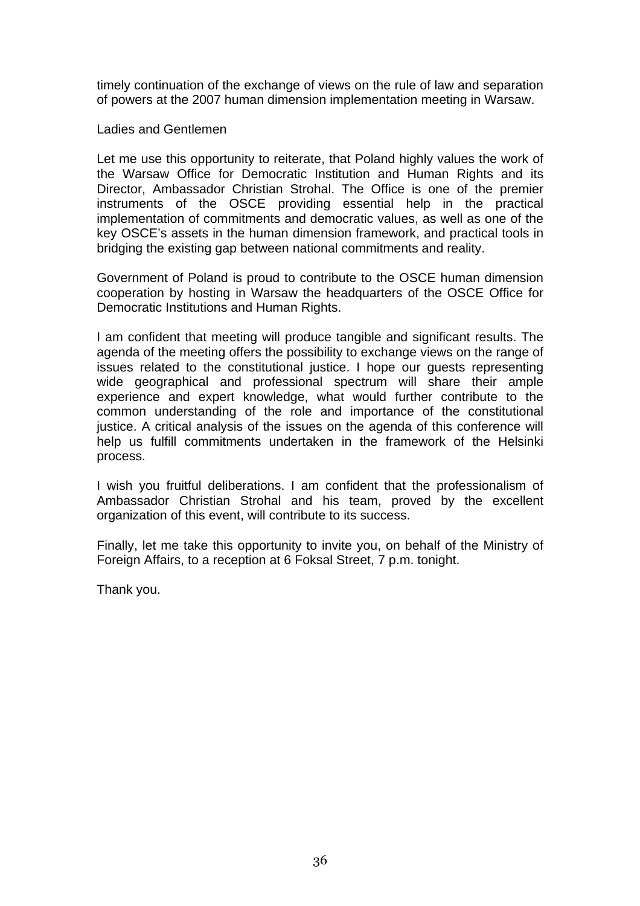timely continuation of the exchange of views on the rule of law and separation of powers at the 2007 human dimension implementation meeting in Warsaw.

Ladies and Gentlemen

Let me use this opportunity to reiterate, that Poland highly values the work of the Warsaw Office for Democratic Institution and Human Rights and its Director, Ambassador Christian Strohal. The Office is one of the premier instruments of the OSCE providing essential help in the practical implementation of commitments and democratic values, as well as one of the key OSCE's assets in the human dimension framework, and practical tools in bridging the existing gap between national commitments and reality.

Government of Poland is proud to contribute to the OSCE human dimension cooperation by hosting in Warsaw the headquarters of the OSCE Office for Democratic Institutions and Human Rights.

I am confident that meeting will produce tangible and significant results. The agenda of the meeting offers the possibility to exchange views on the range of issues related to the constitutional justice. I hope our guests representing wide geographical and professional spectrum will share their ample experience and expert knowledge, what would further contribute to the common understanding of the role and importance of the constitutional justice. A critical analysis of the issues on the agenda of this conference will help us fulfill commitments undertaken in the framework of the Helsinki process.

I wish you fruitful deliberations. I am confident that the professionalism of Ambassador Christian Strohal and his team, proved by the excellent organization of this event, will contribute to its success.

Finally, let me take this opportunity to invite you, on behalf of the Ministry of Foreign Affairs, to a reception at 6 Foksal Street, 7 p.m. tonight.

Thank you.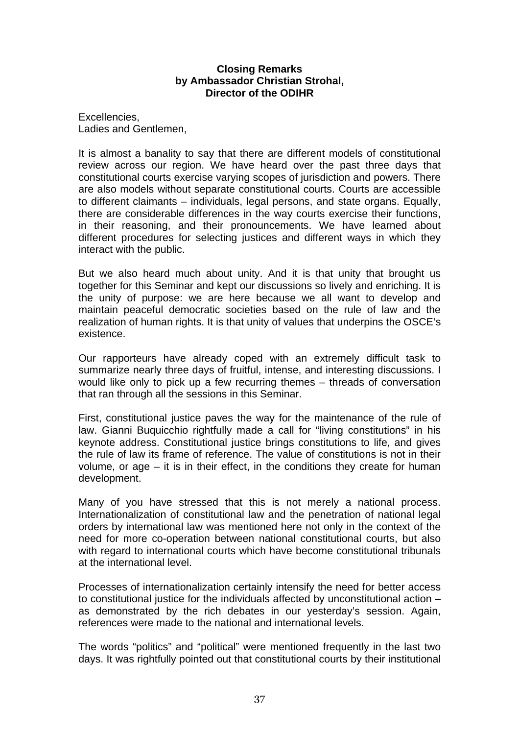**Closing Remarks**
**by Ambassador Christian Strohal,**
**Director of the ODIHR**

Excellencies,
Ladies and Gentlemen,

It is almost a banality to say that there are different models of constitutional review across our region. We have heard over the past three days that constitutional courts exercise varying scopes of jurisdiction and powers. There are also models without separate constitutional courts. Courts are accessible to different claimants – individuals, legal persons, and state organs. Equally, there are considerable differences in the way courts exercise their functions, in their reasoning, and their pronouncements. We have learned about different procedures for selecting justices and different ways in which they interact with the public.

But we also heard much about unity. And it is that unity that brought us together for this Seminar and kept our discussions so lively and enriching. It is the unity of purpose: we are here because we all want to develop and maintain peaceful democratic societies based on the rule of law and the realization of human rights. It is that unity of values that underpins the OSCE's existence.

Our rapporteurs have already coped with an extremely difficult task to summarize nearly three days of fruitful, intense, and interesting discussions. I would like only to pick up a few recurring themes – threads of conversation that ran through all the sessions in this Seminar.

First, constitutional justice paves the way for the maintenance of the rule of law. Gianni Buquicchio rightfully made a call for "living constitutions" in his keynote address. Constitutional justice brings constitutions to life, and gives the rule of law its frame of reference. The value of constitutions is not in their volume, or age – it is in their effect, in the conditions they create for human development.

Many of you have stressed that this is not merely a national process. Internationalization of constitutional law and the penetration of national legal orders by international law was mentioned here not only in the context of the need for more co-operation between national constitutional courts, but also with regard to international courts which have become constitutional tribunals at the international level.

Processes of internationalization certainly intensify the need for better access to constitutional justice for the individuals affected by unconstitutional action – as demonstrated by the rich debates in our yesterday's session. Again, references were made to the national and international levels.

The words "politics" and "political" were mentioned frequently in the last two days. It was rightfully pointed out that constitutional courts by their institutional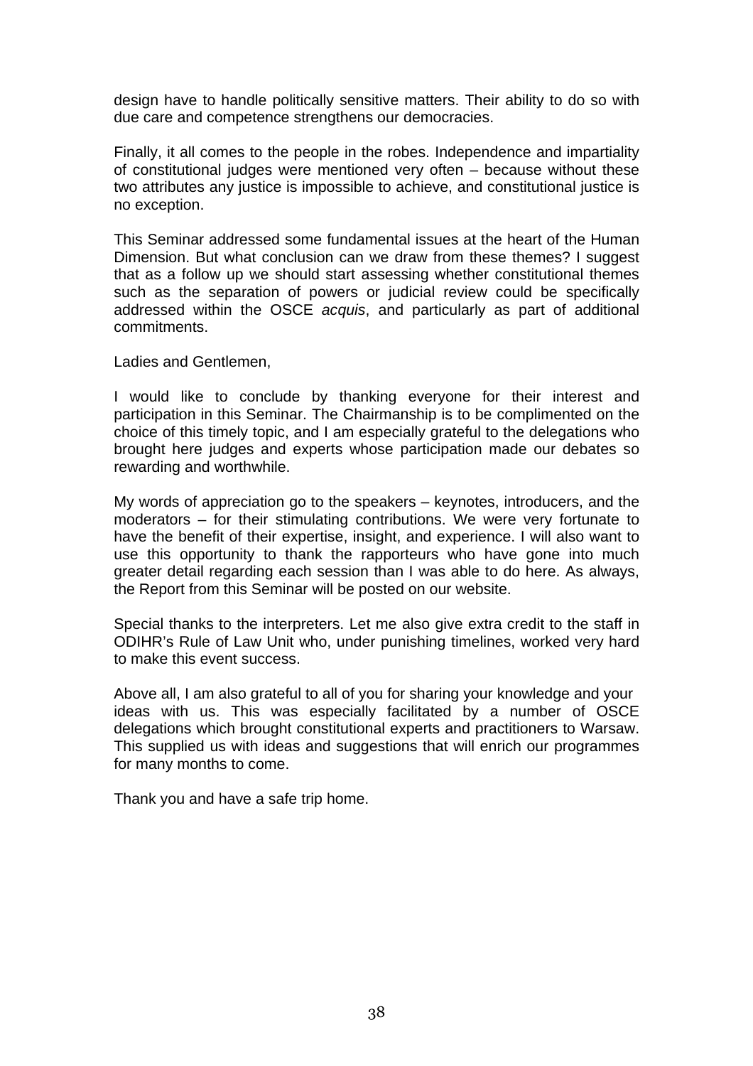design have to handle politically sensitive matters. Their ability to do so with due care and competence strengthens our democracies.

Finally, it all comes to the people in the robes. Independence and impartiality of constitutional judges were mentioned very often – because without these two attributes any justice is impossible to achieve, and constitutional justice is no exception.

This Seminar addressed some fundamental issues at the heart of the Human Dimension. But what conclusion can we draw from these themes? I suggest that as a follow up we should start assessing whether constitutional themes such as the separation of powers or judicial review could be specifically addressed within the OSCE *acquis*, and particularly as part of additional commitments.

Ladies and Gentlemen,

I would like to conclude by thanking everyone for their interest and participation in this Seminar. The Chairmanship is to be complimented on the choice of this timely topic, and I am especially grateful to the delegations who brought here judges and experts whose participation made our debates so rewarding and worthwhile.

My words of appreciation go to the speakers – keynotes, introducers, and the moderators – for their stimulating contributions. We were very fortunate to have the benefit of their expertise, insight, and experience. I will also want to use this opportunity to thank the rapporteurs who have gone into much greater detail regarding each session than I was able to do here. As always, the Report from this Seminar will be posted on our website.

Special thanks to the interpreters. Let me also give extra credit to the staff in ODIHR's Rule of Law Unit who, under punishing timelines, worked very hard to make this event success.

Above all, I am also grateful to all of you for sharing your knowledge and your ideas with us. This was especially facilitated by a number of OSCE delegations which brought constitutional experts and practitioners to Warsaw. This supplied us with ideas and suggestions that will enrich our programmes for many months to come.

Thank you and have a safe trip home.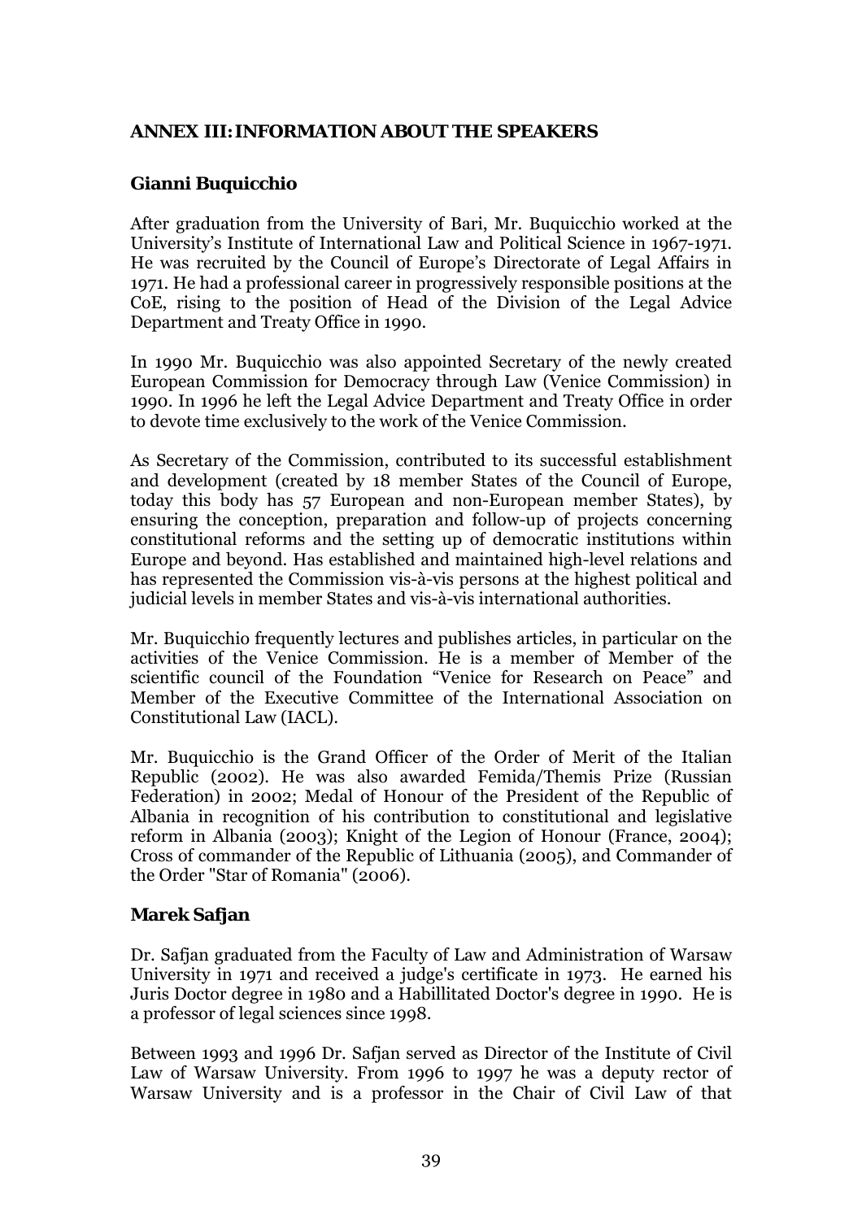## ANNEX III: INFORMATION ABOUT THE SPEAKERS

### Gianni Buquicchio

After graduation from the University of Bari, Mr. Buquicchio worked at the University's Institute of International Law and Political Science in 1967-1971. He was recruited by the Council of Europe's Directorate of Legal Affairs in 1971. He had a professional career in progressively responsible positions at the CoE, rising to the position of Head of the Division of the Legal Advice Department and Treaty Office in 1990.

In 1990 Mr. Buquicchio was also appointed Secretary of the newly created European Commission for Democracy through Law (Venice Commission) in 1990. In 1996 he left the Legal Advice Department and Treaty Office in order to devote time exclusively to the work of the Venice Commission.

As Secretary of the Commission, contributed to its successful establishment and development (created by 18 member States of the Council of Europe, today this body has 57 European and non-European member States), by ensuring the conception, preparation and follow-up of projects concerning constitutional reforms and the setting up of democratic institutions within Europe and beyond. Has established and maintained high-level relations and has represented the Commission vis-à-vis persons at the highest political and judicial levels in member States and vis-à-vis international authorities.

Mr. Buquicchio frequently lectures and publishes articles, in particular on the activities of the Venice Commission. He is a member of Member of the scientific council of the Foundation "Venice for Research on Peace" and Member of the Executive Committee of the International Association on Constitutional Law (IACL).

Mr. Buquicchio is the Grand Officer of the Order of Merit of the Italian Republic (2002). He was also awarded Femida/Themis Prize (Russian Federation) in 2002; Medal of Honour of the President of the Republic of Albania in recognition of his contribution to constitutional and legislative reform in Albania (2003); Knight of the Legion of Honour (France, 2004); Cross of commander of the Republic of Lithuania (2005), and Commander of the Order "Star of Romania" (2006).

### Marek Safjan

Dr. Safjan graduated from the Faculty of Law and Administration of Warsaw University in 1971 and received a judge's certificate in 1973. He earned his Juris Doctor degree in 1980 and a Habillitated Doctor's degree in 1990. He is a professor of legal sciences since 1998.

Between 1993 and 1996 Dr. Safjan served as Director of the Institute of Civil Law of Warsaw University. From 1996 to 1997 he was a deputy rector of Warsaw University and is a professor in the Chair of Civil Law of that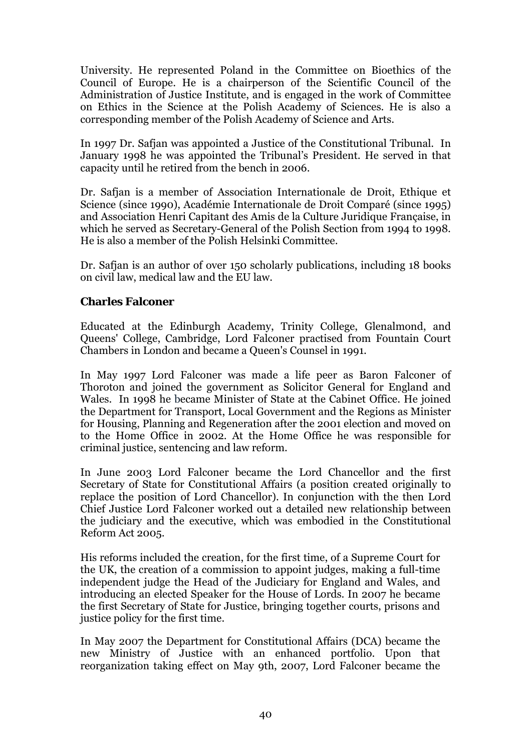University. He represented Poland in the Committee on Bioethics of the Council of Europe. He is a chairperson of the Scientific Council of the Administration of Justice Institute, and is engaged in the work of Committee on Ethics in the Science at the Polish Academy of Sciences. He is also a corresponding member of the Polish Academy of Science and Arts.

In 1997 Dr. Safjan was appointed a Justice of the Constitutional Tribunal. In January 1998 he was appointed the Tribunal's President. He served in that capacity until he retired from the bench in 2006.

Dr. Safjan is a member of Association Internationale de Droit, Ethique et Science (since 1990), Académie Internationale de Droit Comparé (since 1995) and Association Henri Capitant des Amis de la Culture Juridique Française, in which he served as Secretary-General of the Polish Section from 1994 to 1998. He is also a member of the Polish Helsinki Committee.

Dr. Safjan is an author of over 150 scholarly publications, including 18 books on civil law, medical law and the EU law.

### Charles Falconer

Educated at the Edinburgh Academy, Trinity College, Glenalmond, and Queens' College, Cambridge, Lord Falconer practised from Fountain Court Chambers in London and became a Queen's Counsel in 1991.

In May 1997 Lord Falconer was made a life peer as Baron Falconer of Thoroton and joined the government as Solicitor General for England and Wales. In 1998 he became Minister of State at the Cabinet Office. He joined the Department for Transport, Local Government and the Regions as Minister for Housing, Planning and Regeneration after the 2001 election and moved on to the Home Office in 2002. At the Home Office he was responsible for criminal justice, sentencing and law reform.

In June 2003 Lord Falconer became the Lord Chancellor and the first Secretary of State for Constitutional Affairs (a position created originally to replace the position of Lord Chancellor). In conjunction with the then Lord Chief Justice Lord Falconer worked out a detailed new relationship between the judiciary and the executive, which was embodied in the Constitutional Reform Act 2005.

His reforms included the creation, for the first time, of a Supreme Court for the UK, the creation of a commission to appoint judges, making a full-time independent judge the Head of the Judiciary for England and Wales, and introducing an elected Speaker for the House of Lords. In 2007 he became the first Secretary of State for Justice, bringing together courts, prisons and justice policy for the first time.

In May 2007 the Department for Constitutional Affairs (DCA) became the new Ministry of Justice with an enhanced portfolio. Upon that reorganization taking effect on May 9th, 2007, Lord Falconer became the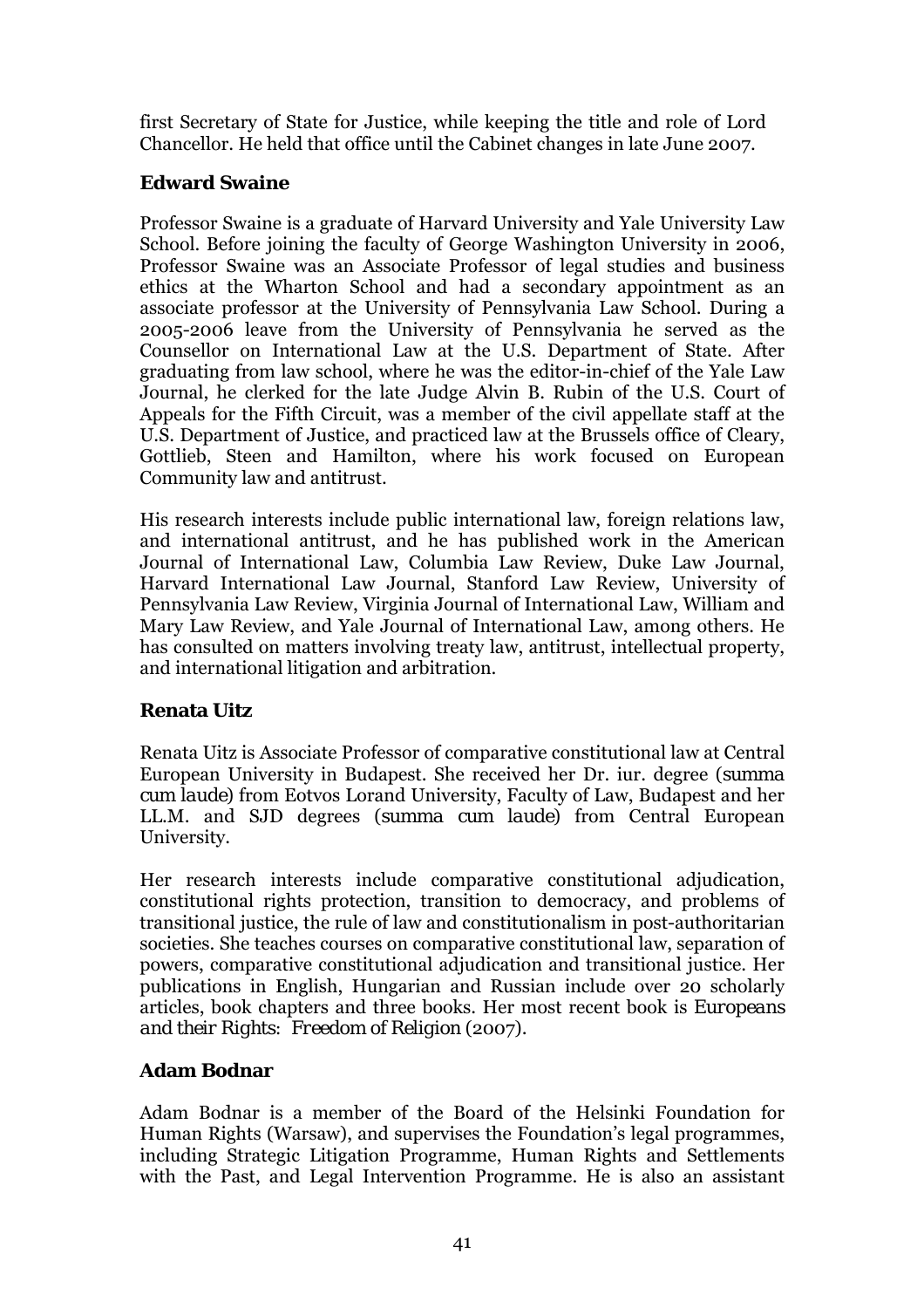first Secretary of State for Justice, while keeping the title and role of Lord Chancellor. He held that office until the Cabinet changes in late June 2007.

### Edward Swaine

Professor Swaine is a graduate of Harvard University and Yale University Law School. Before joining the faculty of George Washington University in 2006, Professor Swaine was an Associate Professor of legal studies and business ethics at the Wharton School and had a secondary appointment as an associate professor at the University of Pennsylvania Law School. During a 2005-2006 leave from the University of Pennsylvania he served as the Counsellor on International Law at the U.S. Department of State. After graduating from law school, where he was the editor-in-chief of the Yale Law Journal, he clerked for the late Judge Alvin B. Rubin of the U.S. Court of Appeals for the Fifth Circuit, was a member of the civil appellate staff at the U.S. Department of Justice, and practiced law at the Brussels office of Cleary, Gottlieb, Steen and Hamilton, where his work focused on European Community law and antitrust.

His research interests include public international law, foreign relations law, and international antitrust, and he has published work in the American Journal of International Law, Columbia Law Review, Duke Law Journal, Harvard International Law Journal, Stanford Law Review, University of Pennsylvania Law Review, Virginia Journal of International Law, William and Mary Law Review, and Yale Journal of International Law, among others. He has consulted on matters involving treaty law, antitrust, intellectual property, and international litigation and arbitration.

### Renata Uitz

Renata Uitz is Associate Professor of comparative constitutional law at Central European University in Budapest. She received her Dr. iur. degree (*summa cum laude*) from Eotvos Lorand University, Faculty of Law, Budapest and her LL.M. and SJD degrees (*summa cum laude*) from Central European University.

Her research interests include comparative constitutional adjudication, constitutional rights protection, transition to democracy, and problems of transitional justice, the rule of law and constitutionalism in post-authoritarian societies. She teaches courses on comparative constitutional law, separation of powers, comparative constitutional adjudication and transitional justice. Her publications in English, Hungarian and Russian include over 20 scholarly articles, book chapters and three books. Her most recent book is *Europeans and their Rights: Freedom of Religion* (2007).

### Adam Bodnar

Adam Bodnar is a member of the Board of the Helsinki Foundation for Human Rights (Warsaw), and supervises the Foundation's legal programmes, including Strategic Litigation Programme, Human Rights and Settlements with the Past, and Legal Intervention Programme. He is also an assistant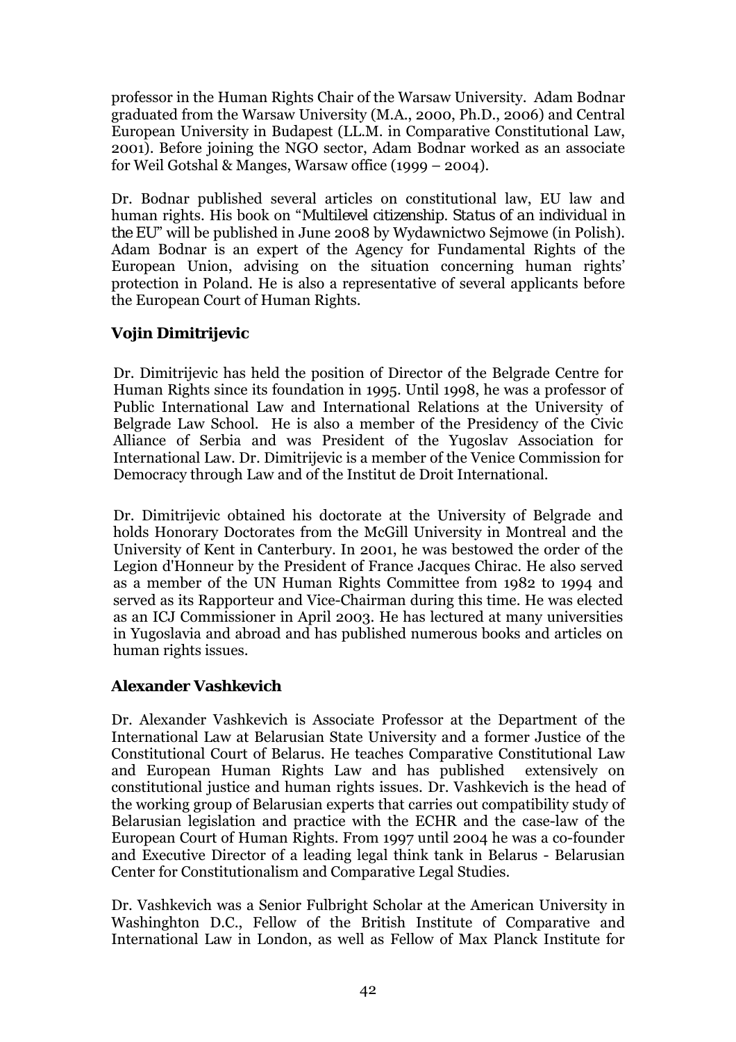professor in the Human Rights Chair of the Warsaw University. Adam Bodnar graduated from the Warsaw University (M.A., 2000, Ph.D., 2006) and Central European University in Budapest (LL.M. in Comparative Constitutional Law, 2001). Before joining the NGO sector, Adam Bodnar worked as an associate for Weil Gotshal & Manges, Warsaw office (1999 – 2004).

Dr. Bodnar published several articles on constitutional law, EU law and human rights. His book on "*Multilevel citizenship. Status of an individual in the EU*" will be published in June 2008 by Wydawnictwo Sejmowe (in Polish). Adam Bodnar is an expert of the Agency for Fundamental Rights of the European Union, advising on the situation concerning human rights' protection in Poland. He is also a representative of several applicants before the European Court of Human Rights.

### Vojin Dimitrijevic

Dr. Dimitrijevic has held the position of Director of the Belgrade Centre for Human Rights since its foundation in 1995. Until 1998, he was a professor of Public International Law and International Relations at the University of Belgrade Law School. He is also a member of the Presidency of the Civic Alliance of Serbia and was President of the Yugoslav Association for International Law. Dr. Dimitrijevic is a member of the Venice Commission for Democracy through Law and of the Institut de Droit International.

Dr. Dimitrijevic obtained his doctorate at the University of Belgrade and holds Honorary Doctorates from the McGill University in Montreal and the University of Kent in Canterbury. In 2001, he was bestowed the order of the Legion d'Honneur by the President of France Jacques Chirac. He also served as a member of the UN Human Rights Committee from 1982 to 1994 and served as its Rapporteur and Vice-Chairman during this time. He was elected as an ICJ Commissioner in April 2003. He has lectured at many universities in Yugoslavia and abroad and has published numerous books and articles on human rights issues.

### Alexander Vashkevich

Dr. Alexander Vashkevich is Associate Professor at the Department of the International Law at Belarusian State University and a former Justice of the Constitutional Court of Belarus. He teaches Comparative Constitutional Law and European Human Rights Law and has published extensively on constitutional justice and human rights issues. Dr. Vashkevich is the head of the working group of Belarusian experts that carries out compatibility study of Belarusian legislation and practice with the ECHR and the case-law of the European Court of Human Rights. From 1997 until 2004 he was a co-founder and Executive Director of a leading legal think tank in Belarus - Belarusian Center for Constitutionalism and Comparative Legal Studies.

Dr. Vashkevich was a Senior Fulbright Scholar at the American University in Washinghton D.C., Fellow of the British Institute of Comparative and International Law in London, as well as Fellow of Max Planck Institute for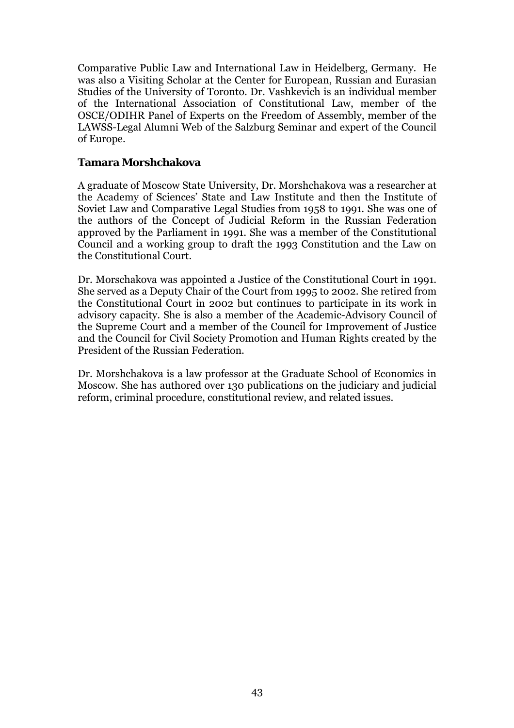Comparative Public Law and International Law in Heidelberg, Germany. He was also a Visiting Scholar at the Center for European, Russian and Eurasian Studies of the University of Toronto. Dr. Vashkevich is an individual member of the International Association of Constitutional Law, member of the OSCE/ODIHR Panel of Experts on the Freedom of Assembly, member of the LAWSS-Legal Alumni Web of the Salzburg Seminar and expert of the Council of Europe.

### Tamara Morshchakova

A graduate of Moscow State University, Dr. Morshchakova was a researcher at the Academy of Sciences' State and Law Institute and then the Institute of Soviet Law and Comparative Legal Studies from 1958 to 1991. She was one of the authors of the Concept of Judicial Reform in the Russian Federation approved by the Parliament in 1991. She was a member of the Constitutional Council and a working group to draft the 1993 Constitution and the Law on the Constitutional Court.

Dr. Morschakova was appointed a Justice of the Constitutional Court in 1991. She served as a Deputy Chair of the Court from 1995 to 2002. She retired from the Constitutional Court in 2002 but continues to participate in its work in advisory capacity. She is also a member of the Academic-Advisory Council of the Supreme Court and a member of the Council for Improvement of Justice and the Council for Civil Society Promotion and Human Rights created by the President of the Russian Federation.

Dr. Morshchakova is a law professor at the Graduate School of Economics in Moscow. She has authored over 130 publications on the judiciary and judicial reform, criminal procedure, constitutional review, and related issues.